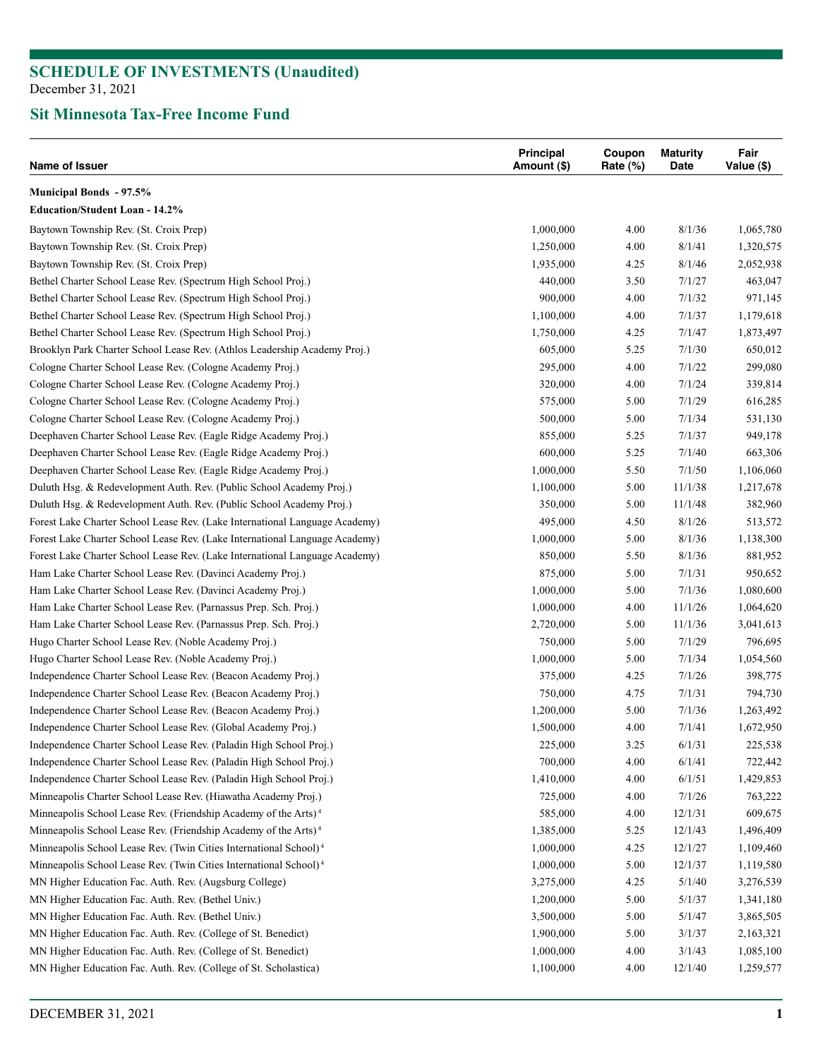# SCHEDULE OF INVESTMENTS (Unaudited)

December 31, 2021

## Sit Minnesota Tax-Free Income Fund

| Name of Issuer | Principal Amount ($) | Coupon Rate (%) | Maturity Date | Fair Value ($) |
|---|---|---|---|---|
| **Municipal Bonds - 97.5%** | | | | |
| **Education/Student Loan - 14.2%** | | | | |
| Baytown Township Rev. (St. Croix Prep) | 1,000,000 | 4.00 | 8/1/36 | 1,065,780 |
| Baytown Township Rev. (St. Croix Prep) | 1,250,000 | 4.00 | 8/1/41 | 1,320,575 |
| Baytown Township Rev. (St. Croix Prep) | 1,935,000 | 4.25 | 8/1/46 | 2,052,938 |
| Bethel Charter School Lease Rev. (Spectrum High School Proj.) | 440,000 | 3.50 | 7/1/27 | 463,047 |
| Bethel Charter School Lease Rev. (Spectrum High School Proj.) | 900,000 | 4.00 | 7/1/32 | 971,145 |
| Bethel Charter School Lease Rev. (Spectrum High School Proj.) | 1,100,000 | 4.00 | 7/1/37 | 1,179,618 |
| Bethel Charter School Lease Rev. (Spectrum High School Proj.) | 1,750,000 | 4.25 | 7/1/47 | 1,873,497 |
| Brooklyn Park Charter School Lease Rev. (Athlos Leadership Academy Proj.) | 605,000 | 5.25 | 7/1/30 | 650,012 |
| Cologne Charter School Lease Rev. (Cologne Academy Proj.) | 295,000 | 4.00 | 7/1/22 | 299,080 |
| Cologne Charter School Lease Rev. (Cologne Academy Proj.) | 320,000 | 4.00 | 7/1/24 | 339,814 |
| Cologne Charter School Lease Rev. (Cologne Academy Proj.) | 575,000 | 5.00 | 7/1/29 | 616,285 |
| Cologne Charter School Lease Rev. (Cologne Academy Proj.) | 500,000 | 5.00 | 7/1/34 | 531,130 |
| Deephaven Charter School Lease Rev. (Eagle Ridge Academy Proj.) | 855,000 | 5.25 | 7/1/37 | 949,178 |
| Deephaven Charter School Lease Rev. (Eagle Ridge Academy Proj.) | 600,000 | 5.25 | 7/1/40 | 663,306 |
| Deephaven Charter School Lease Rev. (Eagle Ridge Academy Proj.) | 1,000,000 | 5.50 | 7/1/50 | 1,106,060 |
| Duluth Hsg. & Redevelopment Auth. Rev. (Public School Academy Proj.) | 1,100,000 | 5.00 | 11/1/38 | 1,217,678 |
| Duluth Hsg. & Redevelopment Auth. Rev. (Public School Academy Proj.) | 350,000 | 5.00 | 11/1/48 | 382,960 |
| Forest Lake Charter School Lease Rev. (Lake International Language Academy) | 495,000 | 4.50 | 8/1/26 | 513,572 |
| Forest Lake Charter School Lease Rev. (Lake International Language Academy) | 1,000,000 | 5.00 | 8/1/36 | 1,138,300 |
| Forest Lake Charter School Lease Rev. (Lake International Language Academy) | 850,000 | 5.50 | 8/1/36 | 881,952 |
| Ham Lake Charter School Lease Rev. (Davinci Academy Proj.) | 875,000 | 5.00 | 7/1/31 | 950,652 |
| Ham Lake Charter School Lease Rev. (Davinci Academy Proj.) | 1,000,000 | 5.00 | 7/1/36 | 1,080,600 |
| Ham Lake Charter School Lease Rev. (Parnassus Prep. Sch. Proj.) | 1,000,000 | 4.00 | 11/1/26 | 1,064,620 |
| Ham Lake Charter School Lease Rev. (Parnassus Prep. Sch. Proj.) | 2,720,000 | 5.00 | 11/1/36 | 3,041,613 |
| Hugo Charter School Lease Rev. (Noble Academy Proj.) | 750,000 | 5.00 | 7/1/29 | 796,695 |
| Hugo Charter School Lease Rev. (Noble Academy Proj.) | 1,000,000 | 5.00 | 7/1/34 | 1,054,560 |
| Independence Charter School Lease Rev. (Beacon Academy Proj.) | 375,000 | 4.25 | 7/1/26 | 398,775 |
| Independence Charter School Lease Rev. (Beacon Academy Proj.) | 750,000 | 4.75 | 7/1/31 | 794,730 |
| Independence Charter School Lease Rev. (Beacon Academy Proj.) | 1,200,000 | 5.00 | 7/1/36 | 1,263,492 |
| Independence Charter School Lease Rev. (Global Academy Proj.) | 1,500,000 | 4.00 | 7/1/41 | 1,672,950 |
| Independence Charter School Lease Rev. (Paladin High School Proj.) | 225,000 | 3.25 | 6/1/31 | 225,538 |
| Independence Charter School Lease Rev. (Paladin High School Proj.) | 700,000 | 4.00 | 6/1/41 | 722,442 |
| Independence Charter School Lease Rev. (Paladin High School Proj.) | 1,410,000 | 4.00 | 6/1/51 | 1,429,853 |
| Minneapolis Charter School Lease Rev. (Hiawatha Academy Proj.) | 725,000 | 4.00 | 7/1/26 | 763,222 |
| Minneapolis School Lease Rev. (Friendship Academy of the Arts) [4] | 585,000 | 4.00 | 12/1/31 | 609,675 |
| Minneapolis School Lease Rev. (Friendship Academy of the Arts) [4] | 1,385,000 | 5.25 | 12/1/43 | 1,496,409 |
| Minneapolis School Lease Rev. (Twin Cities International School) [4] | 1,000,000 | 4.25 | 12/1/27 | 1,109,460 |
| Minneapolis School Lease Rev. (Twin Cities International School) [4] | 1,000,000 | 5.00 | 12/1/37 | 1,119,580 |
| MN Higher Education Fac. Auth. Rev. (Augsburg College) | 3,275,000 | 4.25 | 5/1/40 | 3,276,539 |
| MN Higher Education Fac. Auth. Rev. (Bethel Univ.) | 1,200,000 | 5.00 | 5/1/37 | 1,341,180 |
| MN Higher Education Fac. Auth. Rev. (Bethel Univ.) | 3,500,000 | 5.00 | 5/1/47 | 3,865,505 |
| MN Higher Education Fac. Auth. Rev. (College of St. Benedict) | 1,900,000 | 5.00 | 3/1/37 | 2,163,321 |
| MN Higher Education Fac. Auth. Rev. (College of St. Benedict) | 1,000,000 | 4.00 | 3/1/43 | 1,085,100 |
| MN Higher Education Fac. Auth. Rev. (College of St. Scholastica) | 1,100,000 | 4.00 | 12/1/40 | 1,259,577 |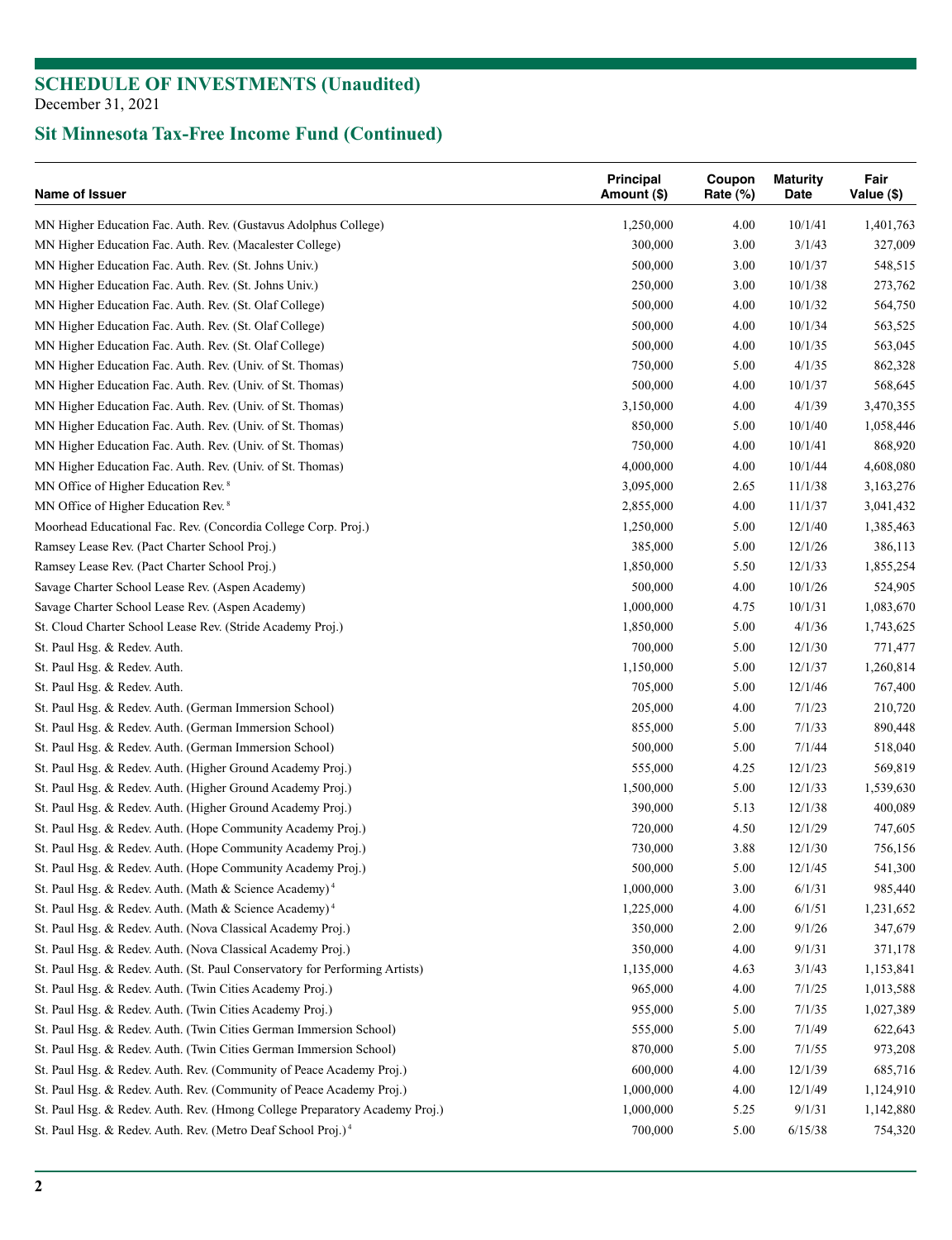# SCHEDULE OF INVESTMENTS (Unaudited)

December 31, 2021

## Sit Minnesota Tax-Free Income Fund (Continued)

| Name of Issuer | Principal Amount ($) | Coupon Rate (%) | Maturity Date | Fair Value ($) |
|---|---|---|---|---|
| MN Higher Education Fac. Auth. Rev. (Gustavus Adolphus College) | 1,250,000 | 4.00 | 10/1/41 | 1,401,763 |
| MN Higher Education Fac. Auth. Rev. (Macalester College) | 300,000 | 3.00 | 3/1/43 | 327,009 |
| MN Higher Education Fac. Auth. Rev. (St. Johns Univ.) | 500,000 | 3.00 | 10/1/37 | 548,515 |
| MN Higher Education Fac. Auth. Rev. (St. Johns Univ.) | 250,000 | 3.00 | 10/1/38 | 273,762 |
| MN Higher Education Fac. Auth. Rev. (St. Olaf College) | 500,000 | 4.00 | 10/1/32 | 564,750 |
| MN Higher Education Fac. Auth. Rev. (St. Olaf College) | 500,000 | 4.00 | 10/1/34 | 563,525 |
| MN Higher Education Fac. Auth. Rev. (St. Olaf College) | 500,000 | 4.00 | 10/1/35 | 563,045 |
| MN Higher Education Fac. Auth. Rev. (Univ. of St. Thomas) | 750,000 | 5.00 | 4/1/35 | 862,328 |
| MN Higher Education Fac. Auth. Rev. (Univ. of St. Thomas) | 500,000 | 4.00 | 10/1/37 | 568,645 |
| MN Higher Education Fac. Auth. Rev. (Univ. of St. Thomas) | 3,150,000 | 4.00 | 4/1/39 | 3,470,355 |
| MN Higher Education Fac. Auth. Rev. (Univ. of St. Thomas) | 850,000 | 5.00 | 10/1/40 | 1,058,446 |
| MN Higher Education Fac. Auth. Rev. (Univ. of St. Thomas) | 750,000 | 4.00 | 10/1/41 | 868,920 |
| MN Higher Education Fac. Auth. Rev. (Univ. of St. Thomas) | 4,000,000 | 4.00 | 10/1/44 | 4,608,080 |
| MN Office of Higher Education Rev. [8] | 3,095,000 | 2.65 | 11/1/38 | 3,163,276 |
| MN Office of Higher Education Rev. [8] | 2,855,000 | 4.00 | 11/1/37 | 3,041,432 |
| Moorhead Educational Fac. Rev. (Concordia College Corp. Proj.) | 1,250,000 | 5.00 | 12/1/40 | 1,385,463 |
| Ramsey Lease Rev. (Pact Charter School Proj.) | 385,000 | 5.00 | 12/1/26 | 386,113 |
| Ramsey Lease Rev. (Pact Charter School Proj.) | 1,850,000 | 5.50 | 12/1/33 | 1,855,254 |
| Savage Charter School Lease Rev. (Aspen Academy) | 500,000 | 4.00 | 10/1/26 | 524,905 |
| Savage Charter School Lease Rev. (Aspen Academy) | 1,000,000 | 4.75 | 10/1/31 | 1,083,670 |
| St. Cloud Charter School Lease Rev. (Stride Academy Proj.) | 1,850,000 | 5.00 | 4/1/36 | 1,743,625 |
| St. Paul Hsg. & Redev. Auth. | 700,000 | 5.00 | 12/1/30 | 771,477 |
| St. Paul Hsg. & Redev. Auth. | 1,150,000 | 5.00 | 12/1/37 | 1,260,814 |
| St. Paul Hsg. & Redev. Auth. | 705,000 | 5.00 | 12/1/46 | 767,400 |
| St. Paul Hsg. & Redev. Auth. (German Immersion School) | 205,000 | 4.00 | 7/1/23 | 210,720 |
| St. Paul Hsg. & Redev. Auth. (German Immersion School) | 855,000 | 5.00 | 7/1/33 | 890,448 |
| St. Paul Hsg. & Redev. Auth. (German Immersion School) | 500,000 | 5.00 | 7/1/44 | 518,040 |
| St. Paul Hsg. & Redev. Auth. (Higher Ground Academy Proj.) | 555,000 | 4.25 | 12/1/23 | 569,819 |
| St. Paul Hsg. & Redev. Auth. (Higher Ground Academy Proj.) | 1,500,000 | 5.00 | 12/1/33 | 1,539,630 |
| St. Paul Hsg. & Redev. Auth. (Higher Ground Academy Proj.) | 390,000 | 5.13 | 12/1/38 | 400,089 |
| St. Paul Hsg. & Redev. Auth. (Hope Community Academy Proj.) | 720,000 | 4.50 | 12/1/29 | 747,605 |
| St. Paul Hsg. & Redev. Auth. (Hope Community Academy Proj.) | 730,000 | 3.88 | 12/1/30 | 756,156 |
| St. Paul Hsg. & Redev. Auth. (Hope Community Academy Proj.) | 500,000 | 5.00 | 12/1/45 | 541,300 |
| St. Paul Hsg. & Redev. Auth. (Math & Science Academy) [4] | 1,000,000 | 3.00 | 6/1/31 | 985,440 |
| St. Paul Hsg. & Redev. Auth. (Math & Science Academy) [4] | 1,225,000 | 4.00 | 6/1/51 | 1,231,652 |
| St. Paul Hsg. & Redev. Auth. (Nova Classical Academy Proj.) | 350,000 | 2.00 | 9/1/26 | 347,679 |
| St. Paul Hsg. & Redev. Auth. (Nova Classical Academy Proj.) | 350,000 | 4.00 | 9/1/31 | 371,178 |
| St. Paul Hsg. & Redev. Auth. (St. Paul Conservatory for Performing Artists) | 1,135,000 | 4.63 | 3/1/43 | 1,153,841 |
| St. Paul Hsg. & Redev. Auth. (Twin Cities Academy Proj.) | 965,000 | 4.00 | 7/1/25 | 1,013,588 |
| St. Paul Hsg. & Redev. Auth. (Twin Cities Academy Proj.) | 955,000 | 5.00 | 7/1/35 | 1,027,389 |
| St. Paul Hsg. & Redev. Auth. (Twin Cities German Immersion School) | 555,000 | 5.00 | 7/1/49 | 622,643 |
| St. Paul Hsg. & Redev. Auth. (Twin Cities German Immersion School) | 870,000 | 5.00 | 7/1/55 | 973,208 |
| St. Paul Hsg. & Redev. Auth. Rev. (Community of Peace Academy Proj.) | 600,000 | 4.00 | 12/1/39 | 685,716 |
| St. Paul Hsg. & Redev. Auth. Rev. (Community of Peace Academy Proj.) | 1,000,000 | 4.00 | 12/1/49 | 1,124,910 |
| St. Paul Hsg. & Redev. Auth. Rev. (Hmong College Preparatory Academy Proj.) | 1,000,000 | 5.25 | 9/1/31 | 1,142,880 |
| St. Paul Hsg. & Redev. Auth. Rev. (Metro Deaf School Proj.) [4] | 700,000 | 5.00 | 6/15/38 | 754,320 |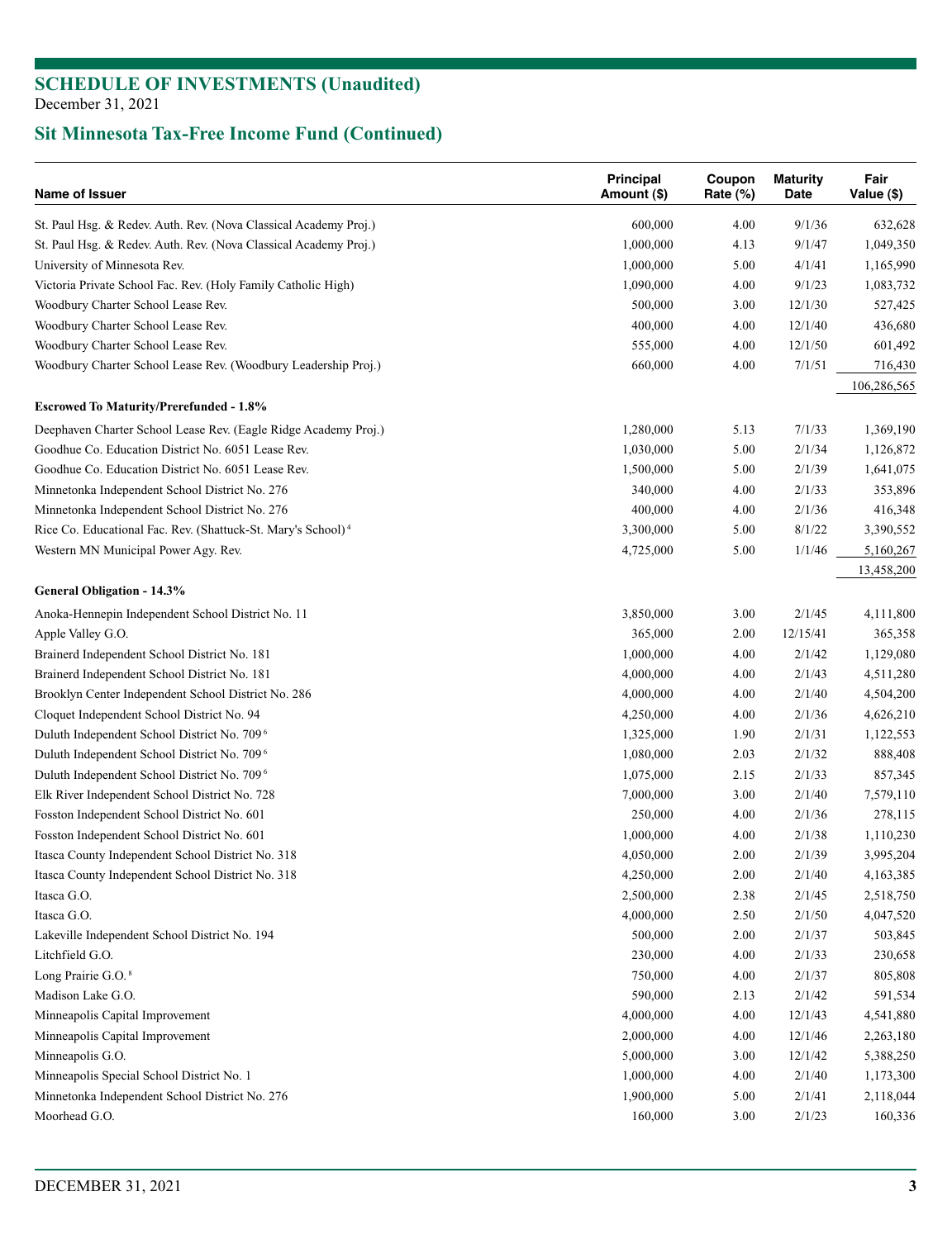## SCHEDULE OF INVESTMENTS (Unaudited)

December 31, 2021

## Sit Minnesota Tax-Free Income Fund (Continued)

| Name of Issuer | Principal Amount ($) | Coupon Rate (%) | Maturity Date | Fair Value ($) |
|---|---|---|---|---|
| St. Paul Hsg. & Redev. Auth. Rev. (Nova Classical Academy Proj.) | 600,000 | 4.00 | 9/1/36 | 632,628 |
| St. Paul Hsg. & Redev. Auth. Rev. (Nova Classical Academy Proj.) | 1,000,000 | 4.13 | 9/1/47 | 1,049,350 |
| University of Minnesota Rev. | 1,000,000 | 5.00 | 4/1/41 | 1,165,990 |
| Victoria Private School Fac. Rev. (Holy Family Catholic High) | 1,090,000 | 4.00 | 9/1/23 | 1,083,732 |
| Woodbury Charter School Lease Rev. | 500,000 | 3.00 | 12/1/30 | 527,425 |
| Woodbury Charter School Lease Rev. | 400,000 | 4.00 | 12/1/40 | 436,680 |
| Woodbury Charter School Lease Rev. | 555,000 | 4.00 | 12/1/50 | 601,492 |
| Woodbury Charter School Lease Rev. (Woodbury Leadership Proj.) | 660,000 | 4.00 | 7/1/51 | 716,430 |
| | | | | 106,286,565 |
| **Escrowed To Maturity/Prerefunded - 1.8%** | | | | |
| Deephaven Charter School Lease Rev. (Eagle Ridge Academy Proj.) | 1,280,000 | 5.13 | 7/1/33 | 1,369,190 |
| Goodhue Co. Education District No. 6051 Lease Rev. | 1,030,000 | 5.00 | 2/1/34 | 1,126,872 |
| Goodhue Co. Education District No. 6051 Lease Rev. | 1,500,000 | 5.00 | 2/1/39 | 1,641,075 |
| Minnetonka Independent School District No. 276 | 340,000 | 4.00 | 2/1/33 | 353,896 |
| Minnetonka Independent School District No. 276 | 400,000 | 4.00 | 2/1/36 | 416,348 |
| Rice Co. Educational Fac. Rev. (Shattuck-St. Mary's School) [4] | 3,300,000 | 5.00 | 8/1/22 | 3,390,552 |
| Western MN Municipal Power Agy. Rev. | 4,725,000 | 5.00 | 1/1/46 | 5,160,267 |
| | | | | 13,458,200 |
| **General Obligation - 14.3%** | | | | |
| Anoka-Hennepin Independent School District No. 11 | 3,850,000 | 3.00 | 2/1/45 | 4,111,800 |
| Apple Valley G.O. | 365,000 | 2.00 | 12/15/41 | 365,358 |
| Brainerd Independent School District No. 181 | 1,000,000 | 4.00 | 2/1/42 | 1,129,080 |
| Brainerd Independent School District No. 181 | 4,000,000 | 4.00 | 2/1/43 | 4,511,280 |
| Brooklyn Center Independent School District No. 286 | 4,000,000 | 4.00 | 2/1/40 | 4,504,200 |
| Cloquet Independent School District No. 94 | 4,250,000 | 4.00 | 2/1/36 | 4,626,210 |
| Duluth Independent School District No. 709 [6] | 1,325,000 | 1.90 | 2/1/31 | 1,122,553 |
| Duluth Independent School District No. 709 [6] | 1,080,000 | 2.03 | 2/1/32 | 888,408 |
| Duluth Independent School District No. 709 [6] | 1,075,000 | 2.15 | 2/1/33 | 857,345 |
| Elk River Independent School District No. 728 | 7,000,000 | 3.00 | 2/1/40 | 7,579,110 |
| Fosston Independent School District No. 601 | 250,000 | 4.00 | 2/1/36 | 278,115 |
| Fosston Independent School District No. 601 | 1,000,000 | 4.00 | 2/1/38 | 1,110,230 |
| Itasca County Independent School District No. 318 | 4,050,000 | 2.00 | 2/1/39 | 3,995,204 |
| Itasca County Independent School District No. 318 | 4,250,000 | 2.00 | 2/1/40 | 4,163,385 |
| Itasca G.O. | 2,500,000 | 2.38 | 2/1/45 | 2,518,750 |
| Itasca G.O. | 4,000,000 | 2.50 | 2/1/50 | 4,047,520 |
| Lakeville Independent School District No. 194 | 500,000 | 2.00 | 2/1/37 | 503,845 |
| Litchfield G.O. | 230,000 | 4.00 | 2/1/33 | 230,658 |
| Long Prairie G.O. [8] | 750,000 | 4.00 | 2/1/37 | 805,808 |
| Madison Lake G.O. | 590,000 | 2.13 | 2/1/42 | 591,534 |
| Minneapolis Capital Improvement | 4,000,000 | 4.00 | 12/1/43 | 4,541,880 |
| Minneapolis Capital Improvement | 2,000,000 | 4.00 | 12/1/46 | 2,263,180 |
| Minneapolis G.O. | 5,000,000 | 3.00 | 12/1/42 | 5,388,250 |
| Minneapolis Special School District No. 1 | 1,000,000 | 4.00 | 2/1/40 | 1,173,300 |
| Minnetonka Independent School District No. 276 | 1,900,000 | 5.00 | 2/1/41 | 2,118,044 |
| Moorhead G.O. | 160,000 | 3.00 | 2/1/23 | 160,336 |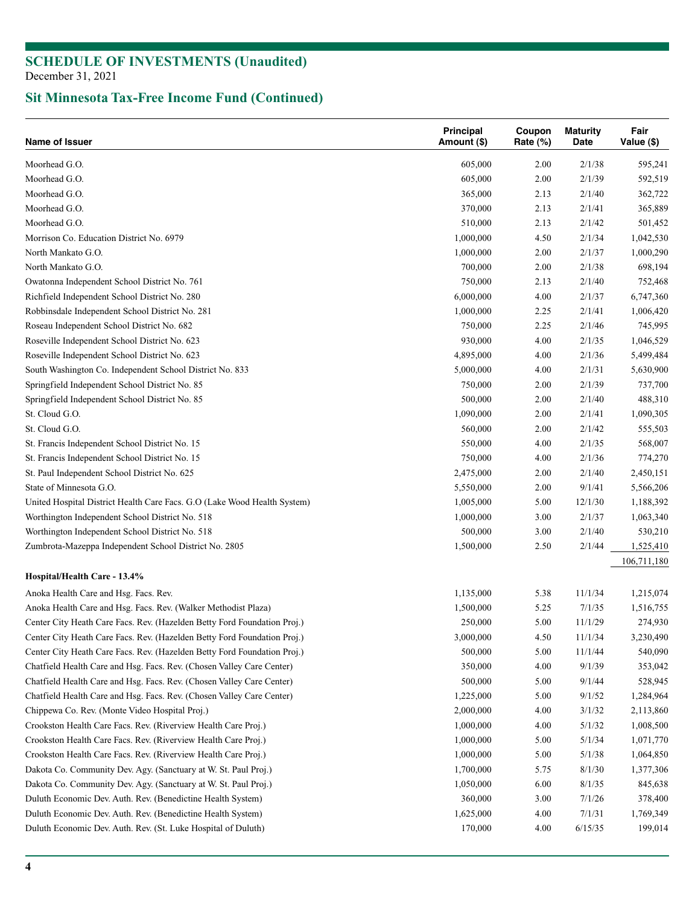# SCHEDULE OF INVESTMENTS (Unaudited)

December 31, 2021

## Sit Minnesota Tax-Free Income Fund (Continued)

| Name of Issuer | Principal Amount ($) | Coupon Rate (%) | Maturity Date | Fair Value ($) |
|---|---|---|---|---|
| Moorhead G.O. | 605,000 | 2.00 | 2/1/38 | 595,241 |
| Moorhead G.O. | 605,000 | 2.00 | 2/1/39 | 592,519 |
| Moorhead G.O. | 365,000 | 2.13 | 2/1/40 | 362,722 |
| Moorhead G.O. | 370,000 | 2.13 | 2/1/41 | 365,889 |
| Moorhead G.O. | 510,000 | 2.13 | 2/1/42 | 501,452 |
| Morrison Co. Education District No. 6979 | 1,000,000 | 4.50 | 2/1/34 | 1,042,530 |
| North Mankato G.O. | 1,000,000 | 2.00 | 2/1/37 | 1,000,290 |
| North Mankato G.O. | 700,000 | 2.00 | 2/1/38 | 698,194 |
| Owatonna Independent School District No. 761 | 750,000 | 2.13 | 2/1/40 | 752,468 |
| Richfield Independent School District No. 280 | 6,000,000 | 4.00 | 2/1/37 | 6,747,360 |
| Robbinsdale Independent School District No. 281 | 1,000,000 | 2.25 | 2/1/41 | 1,006,420 |
| Roseau Independent School District No. 682 | 750,000 | 2.25 | 2/1/46 | 745,995 |
| Roseville Independent School District No. 623 | 930,000 | 4.00 | 2/1/35 | 1,046,529 |
| Roseville Independent School District No. 623 | 4,895,000 | 4.00 | 2/1/36 | 5,499,484 |
| South Washington Co. Independent School District No. 833 | 5,000,000 | 4.00 | 2/1/31 | 5,630,900 |
| Springfield Independent School District No. 85 | 750,000 | 2.00 | 2/1/39 | 737,700 |
| Springfield Independent School District No. 85 | 500,000 | 2.00 | 2/1/40 | 488,310 |
| St. Cloud G.O. | 1,090,000 | 2.00 | 2/1/41 | 1,090,305 |
| St. Cloud G.O. | 560,000 | 2.00 | 2/1/42 | 555,503 |
| St. Francis Independent School District No. 15 | 550,000 | 4.00 | 2/1/35 | 568,007 |
| St. Francis Independent School District No. 15 | 750,000 | 4.00 | 2/1/36 | 774,270 |
| St. Paul Independent School District No. 625 | 2,475,000 | 2.00 | 2/1/40 | 2,450,151 |
| State of Minnesota G.O. | 5,550,000 | 2.00 | 9/1/41 | 5,566,206 |
| United Hospital District Health Care Facs. G.O (Lake Wood Health System) | 1,005,000 | 5.00 | 12/1/30 | 1,188,392 |
| Worthington Independent School District No. 518 | 1,000,000 | 3.00 | 2/1/37 | 1,063,340 |
| Worthington Independent School District No. 518 | 500,000 | 3.00 | 2/1/40 | 530,210 |
| Zumbrota-Mazeppa Independent School District No. 2805 | 1,500,000 | 2.50 | 2/1/44 | 1,525,410 |
| | | | | 106,711,180 |
| **Hospital/Health Care - 13.4%** | | | | |
| Anoka Health Care and Hsg. Facs. Rev. | 1,135,000 | 5.38 | 11/1/34 | 1,215,074 |
| Anoka Health Care and Hsg. Facs. Rev. (Walker Methodist Plaza) | 1,500,000 | 5.25 | 7/1/35 | 1,516,755 |
| Center City Heath Care Facs. Rev. (Hazelden Betty Ford Foundation Proj.) | 250,000 | 5.00 | 11/1/29 | 274,930 |
| Center City Heath Care Facs. Rev. (Hazelden Betty Ford Foundation Proj.) | 3,000,000 | 4.50 | 11/1/34 | 3,230,490 |
| Center City Heath Care Facs. Rev. (Hazelden Betty Ford Foundation Proj.) | 500,000 | 5.00 | 11/1/44 | 540,090 |
| Chatfield Health Care and Hsg. Facs. Rev. (Chosen Valley Care Center) | 350,000 | 4.00 | 9/1/39 | 353,042 |
| Chatfield Health Care and Hsg. Facs. Rev. (Chosen Valley Care Center) | 500,000 | 5.00 | 9/1/44 | 528,945 |
| Chatfield Health Care and Hsg. Facs. Rev. (Chosen Valley Care Center) | 1,225,000 | 5.00 | 9/1/52 | 1,284,964 |
| Chippewa Co. Rev. (Monte Video Hospital Proj.) | 2,000,000 | 4.00 | 3/1/32 | 2,113,860 |
| Crookston Health Care Facs. Rev. (Riverview Health Care Proj.) | 1,000,000 | 4.00 | 5/1/32 | 1,008,500 |
| Crookston Health Care Facs. Rev. (Riverview Health Care Proj.) | 1,000,000 | 5.00 | 5/1/34 | 1,071,770 |
| Crookston Health Care Facs. Rev. (Riverview Health Care Proj.) | 1,000,000 | 5.00 | 5/1/38 | 1,064,850 |
| Dakota Co. Community Dev. Agy. (Sanctuary at W. St. Paul Proj.) | 1,700,000 | 5.75 | 8/1/30 | 1,377,306 |
| Dakota Co. Community Dev. Agy. (Sanctuary at W. St. Paul Proj.) | 1,050,000 | 6.00 | 8/1/35 | 845,638 |
| Duluth Economic Dev. Auth. Rev. (Benedictine Health System) | 360,000 | 3.00 | 7/1/26 | 378,400 |
| Duluth Economic Dev. Auth. Rev. (Benedictine Health System) | 1,625,000 | 4.00 | 7/1/31 | 1,769,349 |
| Duluth Economic Dev. Auth. Rev. (St. Luke Hospital of Duluth) | 170,000 | 4.00 | 6/15/35 | 199,014 |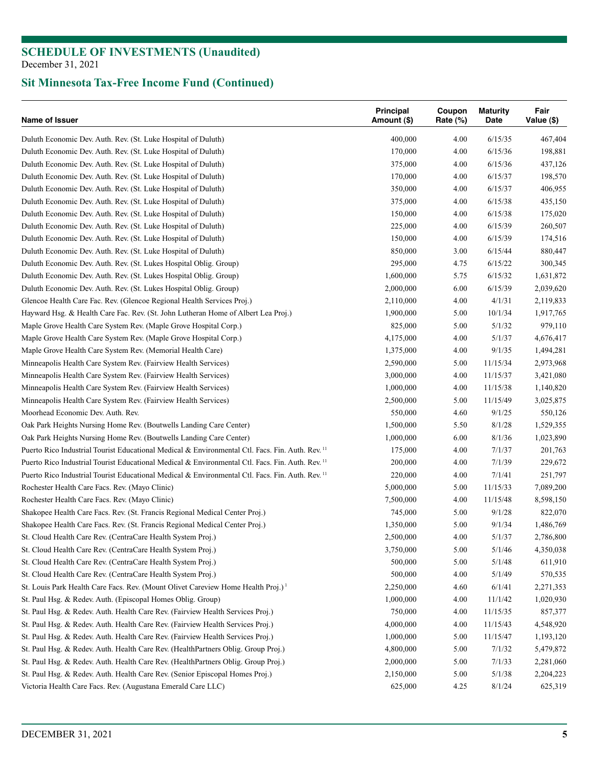## SCHEDULE OF INVESTMENTS (Unaudited)
December 31, 2021

## Sit Minnesota Tax-Free Income Fund (Continued)

| Name of Issuer | Principal Amount ($) | Coupon Rate (%) | Maturity Date | Fair Value ($) |
|---|---|---|---|---|
| Duluth Economic Dev. Auth. Rev. (St. Luke Hospital of Duluth) | 400,000 | 4.00 | 6/15/35 | 467,404 |
| Duluth Economic Dev. Auth. Rev. (St. Luke Hospital of Duluth) | 170,000 | 4.00 | 6/15/36 | 198,881 |
| Duluth Economic Dev. Auth. Rev. (St. Luke Hospital of Duluth) | 375,000 | 4.00 | 6/15/36 | 437,126 |
| Duluth Economic Dev. Auth. Rev. (St. Luke Hospital of Duluth) | 170,000 | 4.00 | 6/15/37 | 198,570 |
| Duluth Economic Dev. Auth. Rev. (St. Luke Hospital of Duluth) | 350,000 | 4.00 | 6/15/37 | 406,955 |
| Duluth Economic Dev. Auth. Rev. (St. Luke Hospital of Duluth) | 375,000 | 4.00 | 6/15/38 | 435,150 |
| Duluth Economic Dev. Auth. Rev. (St. Luke Hospital of Duluth) | 150,000 | 4.00 | 6/15/38 | 175,020 |
| Duluth Economic Dev. Auth. Rev. (St. Luke Hospital of Duluth) | 225,000 | 4.00 | 6/15/39 | 260,507 |
| Duluth Economic Dev. Auth. Rev. (St. Luke Hospital of Duluth) | 150,000 | 4.00 | 6/15/39 | 174,516 |
| Duluth Economic Dev. Auth. Rev. (St. Luke Hospital of Duluth) | 850,000 | 3.00 | 6/15/44 | 880,447 |
| Duluth Economic Dev. Auth. Rev. (St. Lukes Hospital Oblig. Group) | 295,000 | 4.75 | 6/15/22 | 300,345 |
| Duluth Economic Dev. Auth. Rev. (St. Lukes Hospital Oblig. Group) | 1,600,000 | 5.75 | 6/15/32 | 1,631,872 |
| Duluth Economic Dev. Auth. Rev. (St. Lukes Hospital Oblig. Group) | 2,000,000 | 6.00 | 6/15/39 | 2,039,620 |
| Glencoe Health Care Fac. Rev. (Glencoe Regional Health Services Proj.) | 2,110,000 | 4.00 | 4/1/31 | 2,119,833 |
| Hayward Hsg. & Health Care Fac. Rev. (St. John Lutheran Home of Albert Lea Proj.) | 1,900,000 | 5.00 | 10/1/34 | 1,917,765 |
| Maple Grove Health Care System Rev. (Maple Grove Hospital Corp.) | 825,000 | 5.00 | 5/1/32 | 979,110 |
| Maple Grove Health Care System Rev. (Maple Grove Hospital Corp.) | 4,175,000 | 4.00 | 5/1/37 | 4,676,417 |
| Maple Grove Health Care System Rev. (Memorial Health Care) | 1,375,000 | 4.00 | 9/1/35 | 1,494,281 |
| Minneapolis Health Care System Rev. (Fairview Health Services) | 2,590,000 | 5.00 | 11/15/34 | 2,973,968 |
| Minneapolis Health Care System Rev. (Fairview Health Services) | 3,000,000 | 4.00 | 11/15/37 | 3,421,080 |
| Minneapolis Health Care System Rev. (Fairview Health Services) | 1,000,000 | 4.00 | 11/15/38 | 1,140,820 |
| Minneapolis Health Care System Rev. (Fairview Health Services) | 2,500,000 | 5.00 | 11/15/49 | 3,025,875 |
| Moorhead Economic Dev. Auth. Rev. | 550,000 | 4.60 | 9/1/25 | 550,126 |
| Oak Park Heights Nursing Home Rev. (Boutwells Landing Care Center) | 1,500,000 | 5.50 | 8/1/28 | 1,529,355 |
| Oak Park Heights Nursing Home Rev. (Boutwells Landing Care Center) | 1,000,000 | 6.00 | 8/1/36 | 1,023,890 |
| Puerto Rico Industrial Tourist Educational Medical & Environmental Ctl. Facs. Fin. Auth. Rev. [11] | 175,000 | 4.00 | 7/1/37 | 201,763 |
| Puerto Rico Industrial Tourist Educational Medical & Environmental Ctl. Facs. Fin. Auth. Rev. [11] | 200,000 | 4.00 | 7/1/39 | 229,672 |
| Puerto Rico Industrial Tourist Educational Medical & Environmental Ctl. Facs. Fin. Auth. Rev. [11] | 220,000 | 4.00 | 7/1/41 | 251,797 |
| Rochester Health Care Facs. Rev. (Mayo Clinic) | 5,000,000 | 5.00 | 11/15/33 | 7,089,200 |
| Rochester Health Care Facs. Rev. (Mayo Clinic) | 7,500,000 | 4.00 | 11/15/48 | 8,598,150 |
| Shakopee Health Care Facs. Rev. (St. Francis Regional Medical Center Proj.) | 745,000 | 5.00 | 9/1/28 | 822,070 |
| Shakopee Health Care Facs. Rev. (St. Francis Regional Medical Center Proj.) | 1,350,000 | 5.00 | 9/1/34 | 1,486,769 |
| St. Cloud Health Care Rev. (CentraCare Health System Proj.) | 2,500,000 | 4.00 | 5/1/37 | 2,786,800 |
| St. Cloud Health Care Rev. (CentraCare Health System Proj.) | 3,750,000 | 5.00 | 5/1/46 | 4,350,038 |
| St. Cloud Health Care Rev. (CentraCare Health System Proj.) | 500,000 | 5.00 | 5/1/48 | 611,910 |
| St. Cloud Health Care Rev. (CentraCare Health System Proj.) | 500,000 | 4.00 | 5/1/49 | 570,535 |
| St. Louis Park Health Care Facs. Rev. (Mount Olivet Careview Home Health Proj.) [1] | 2,250,000 | 4.60 | 6/1/41 | 2,271,353 |
| St. Paul Hsg. & Redev. Auth. (Episcopal Homes Oblig. Group) | 1,000,000 | 4.00 | 11/1/42 | 1,020,930 |
| St. Paul Hsg. & Redev. Auth. Health Care Rev. (Fairview Health Services Proj.) | 750,000 | 4.00 | 11/15/35 | 857,377 |
| St. Paul Hsg. & Redev. Auth. Health Care Rev. (Fairview Health Services Proj.) | 4,000,000 | 4.00 | 11/15/43 | 4,548,920 |
| St. Paul Hsg. & Redev. Auth. Health Care Rev. (Fairview Health Services Proj.) | 1,000,000 | 5.00 | 11/15/47 | 1,193,120 |
| St. Paul Hsg. & Redev. Auth. Health Care Rev. (HealthPartners Oblig. Group Proj.) | 4,800,000 | 5.00 | 7/1/32 | 5,479,872 |
| St. Paul Hsg. & Redev. Auth. Health Care Rev. (HealthPartners Oblig. Group Proj.) | 2,000,000 | 5.00 | 7/1/33 | 2,281,060 |
| St. Paul Hsg. & Redev. Auth. Health Care Rev. (Senior Episcopal Homes Proj.) | 2,150,000 | 5.00 | 5/1/38 | 2,204,223 |
| Victoria Health Care Facs. Rev. (Augustana Emerald Care LLC) | 625,000 | 4.25 | 8/1/24 | 625,319 |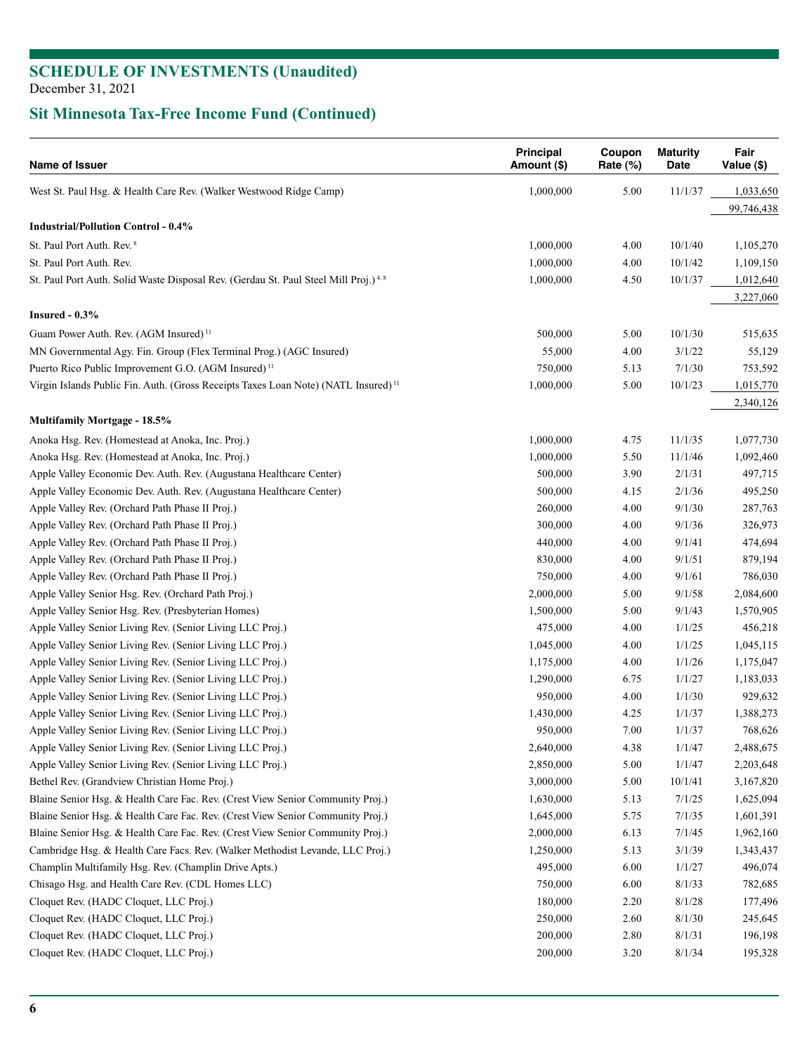# SCHEDULE OF INVESTMENTS (Unaudited)

December 31, 2021

## Sit Minnesota Tax-Free Income Fund (Continued)

| Name of Issuer | Principal Amount ($) | Coupon Rate (%) | Maturity Date | Fair Value ($) |
|---|---|---|---|---|
| West St. Paul Hsg. & Health Care Rev. (Walker Westwood Ridge Camp) | 1,000,000 | 5.00 | 11/1/37 | 1,033,650 |
| | | | | 99,746,438 |
| **Industrial/Pollution Control - 0.4%** | | | | |
| St. Paul Port Auth. Rev. [8] | 1,000,000 | 4.00 | 10/1/40 | 1,105,270 |
| St. Paul Port Auth. Rev. | 1,000,000 | 4.00 | 10/1/42 | 1,109,150 |
| St. Paul Port Auth. Solid Waste Disposal Rev. (Gerdau St. Paul Steel Mill Proj.) [4, 8] | 1,000,000 | 4.50 | 10/1/37 | 1,012,640 |
| | | | | 3,227,060 |
| **Insured - 0.3%** | | | | |
| Guam Power Auth. Rev. (AGM Insured) [11] | 500,000 | 5.00 | 10/1/30 | 515,635 |
| MN Governmental Agy. Fin. Group (Flex Terminal Prog.) (AGC Insured) | 55,000 | 4.00 | 3/1/22 | 55,129 |
| Puerto Rico Public Improvement G.O. (AGM Insured) [11] | 750,000 | 5.13 | 7/1/30 | 753,592 |
| Virgin Islands Public Fin. Auth. (Gross Receipts Taxes Loan Note) (NATL Insured) [11] | 1,000,000 | 5.00 | 10/1/23 | 1,015,770 |
| | | | | 2,340,126 |
| **Multifamily Mortgage - 18.5%** | | | | |
| Anoka Hsg. Rev. (Homestead at Anoka, Inc. Proj.) | 1,000,000 | 4.75 | 11/1/35 | 1,077,730 |
| Anoka Hsg. Rev. (Homestead at Anoka, Inc. Proj.) | 1,000,000 | 5.50 | 11/1/46 | 1,092,460 |
| Apple Valley Economic Dev. Auth. Rev. (Augustana Healthcare Center) | 500,000 | 3.90 | 2/1/31 | 497,715 |
| Apple Valley Economic Dev. Auth. Rev. (Augustana Healthcare Center) | 500,000 | 4.15 | 2/1/36 | 495,250 |
| Apple Valley Rev. (Orchard Path Phase II Proj.) | 260,000 | 4.00 | 9/1/30 | 287,763 |
| Apple Valley Rev. (Orchard Path Phase II Proj.) | 300,000 | 4.00 | 9/1/36 | 326,973 |
| Apple Valley Rev. (Orchard Path Phase II Proj.) | 440,000 | 4.00 | 9/1/41 | 474,694 |
| Apple Valley Rev. (Orchard Path Phase II Proj.) | 830,000 | 4.00 | 9/1/51 | 879,194 |
| Apple Valley Rev. (Orchard Path Phase II Proj.) | 750,000 | 4.00 | 9/1/61 | 786,030 |
| Apple Valley Senior Hsg. Rev. (Orchard Path Proj.) | 2,000,000 | 5.00 | 9/1/58 | 2,084,600 |
| Apple Valley Senior Hsg. Rev. (Presbyterian Homes) | 1,500,000 | 5.00 | 9/1/43 | 1,570,905 |
| Apple Valley Senior Living Rev. (Senior Living LLC Proj.) | 475,000 | 4.00 | 1/1/25 | 456,218 |
| Apple Valley Senior Living Rev. (Senior Living LLC Proj.) | 1,045,000 | 4.00 | 1/1/25 | 1,045,115 |
| Apple Valley Senior Living Rev. (Senior Living LLC Proj.) | 1,175,000 | 4.00 | 1/1/26 | 1,175,047 |
| Apple Valley Senior Living Rev. (Senior Living LLC Proj.) | 1,290,000 | 6.75 | 1/1/27 | 1,183,033 |
| Apple Valley Senior Living Rev. (Senior Living LLC Proj.) | 950,000 | 4.00 | 1/1/30 | 929,632 |
| Apple Valley Senior Living Rev. (Senior Living LLC Proj.) | 1,430,000 | 4.25 | 1/1/37 | 1,388,273 |
| Apple Valley Senior Living Rev. (Senior Living LLC Proj.) | 950,000 | 7.00 | 1/1/37 | 768,626 |
| Apple Valley Senior Living Rev. (Senior Living LLC Proj.) | 2,640,000 | 4.38 | 1/1/47 | 2,488,675 |
| Apple Valley Senior Living Rev. (Senior Living LLC Proj.) | 2,850,000 | 5.00 | 1/1/47 | 2,203,648 |
| Bethel Rev. (Grandview Christian Home Proj.) | 3,000,000 | 5.00 | 10/1/41 | 3,167,820 |
| Blaine Senior Hsg. & Health Care Fac. Rev. (Crest View Senior Community Proj.) | 1,630,000 | 5.13 | 7/1/25 | 1,625,094 |
| Blaine Senior Hsg. & Health Care Fac. Rev. (Crest View Senior Community Proj.) | 1,645,000 | 5.75 | 7/1/35 | 1,601,391 |
| Blaine Senior Hsg. & Health Care Fac. Rev. (Crest View Senior Community Proj.) | 2,000,000 | 6.13 | 7/1/45 | 1,962,160 |
| Cambridge Hsg. & Health Care Facs. Rev. (Walker Methodist Levande, LLC Proj.) | 1,250,000 | 5.13 | 3/1/39 | 1,343,437 |
| Champlin Multifamily Hsg. Rev. (Champlin Drive Apts.) | 495,000 | 6.00 | 1/1/27 | 496,074 |
| Chisago Hsg. and Health Care Rev. (CDL Homes LLC) | 750,000 | 6.00 | 8/1/33 | 782,685 |
| Cloquet Rev. (HADC Cloquet, LLC Proj.) | 180,000 | 2.20 | 8/1/28 | 177,496 |
| Cloquet Rev. (HADC Cloquet, LLC Proj.) | 250,000 | 2.60 | 8/1/30 | 245,645 |
| Cloquet Rev. (HADC Cloquet, LLC Proj.) | 200,000 | 2.80 | 8/1/31 | 196,198 |
| Cloquet Rev. (HADC Cloquet, LLC Proj.) | 200,000 | 3.20 | 8/1/34 | 195,328 |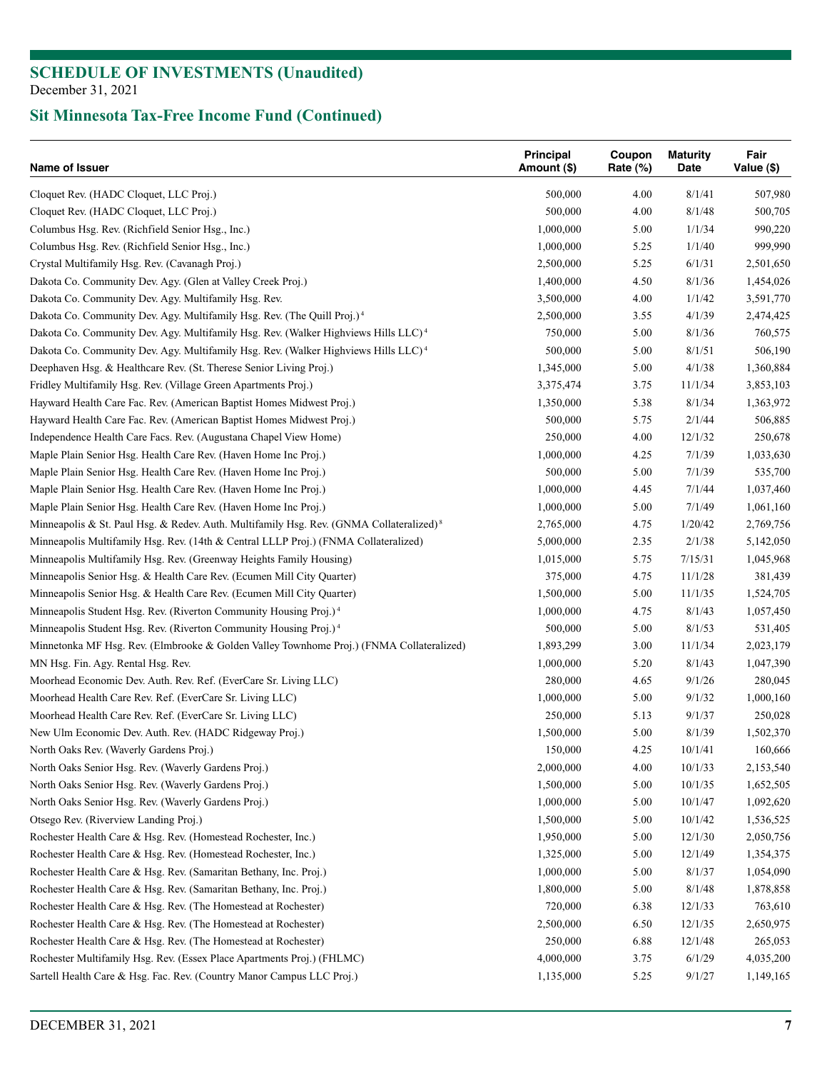## SCHEDULE OF INVESTMENTS (Unaudited)

December 31, 2021

## Sit Minnesota Tax-Free Income Fund (Continued)

| Name of Issuer | Principal Amount ($) | Coupon Rate (%) | Maturity Date | Fair Value ($) |
|---|---|---|---|---|
| Cloquet Rev. (HADC Cloquet, LLC Proj.) | 500,000 | 4.00 | 8/1/41 | 507,980 |
| Cloquet Rev. (HADC Cloquet, LLC Proj.) | 500,000 | 4.00 | 8/1/48 | 500,705 |
| Columbus Hsg. Rev. (Richfield Senior Hsg., Inc.) | 1,000,000 | 5.00 | 1/1/34 | 990,220 |
| Columbus Hsg. Rev. (Richfield Senior Hsg., Inc.) | 1,000,000 | 5.25 | 1/1/40 | 999,990 |
| Crystal Multifamily Hsg. Rev. (Cavanagh Proj.) | 2,500,000 | 5.25 | 6/1/31 | 2,501,650 |
| Dakota Co. Community Dev. Agy. (Glen at Valley Creek Proj.) | 1,400,000 | 4.50 | 8/1/36 | 1,454,026 |
| Dakota Co. Community Dev. Agy. Multifamily Hsg. Rev. | 3,500,000 | 4.00 | 1/1/42 | 3,591,770 |
| Dakota Co. Community Dev. Agy. Multifamily Hsg. Rev. (The Quill Proj.) [4] | 2,500,000 | 3.55 | 4/1/39 | 2,474,425 |
| Dakota Co. Community Dev. Agy. Multifamily Hsg. Rev. (Walker Highviews Hills LLC) [4] | 750,000 | 5.00 | 8/1/36 | 760,575 |
| Dakota Co. Community Dev. Agy. Multifamily Hsg. Rev. (Walker Highviews Hills LLC) [4] | 500,000 | 5.00 | 8/1/51 | 506,190 |
| Deephaven Hsg. & Healthcare Rev. (St. Therese Senior Living Proj.) | 1,345,000 | 5.00 | 4/1/38 | 1,360,884 |
| Fridley Multifamily Hsg. Rev. (Village Green Apartments Proj.) | 3,375,474 | 3.75 | 11/1/34 | 3,853,103 |
| Hayward Health Care Fac. Rev. (American Baptist Homes Midwest Proj.) | 1,350,000 | 5.38 | 8/1/34 | 1,363,972 |
| Hayward Health Care Fac. Rev. (American Baptist Homes Midwest Proj.) | 500,000 | 5.75 | 2/1/44 | 506,885 |
| Independence Health Care Facs. Rev. (Augustana Chapel View Home) | 250,000 | 4.00 | 12/1/32 | 250,678 |
| Maple Plain Senior Hsg. Health Care Rev. (Haven Home Inc Proj.) | 1,000,000 | 4.25 | 7/1/39 | 1,033,630 |
| Maple Plain Senior Hsg. Health Care Rev. (Haven Home Inc Proj.) | 500,000 | 5.00 | 7/1/39 | 535,700 |
| Maple Plain Senior Hsg. Health Care Rev. (Haven Home Inc Proj.) | 1,000,000 | 4.45 | 7/1/44 | 1,037,460 |
| Maple Plain Senior Hsg. Health Care Rev. (Haven Home Inc Proj.) | 1,000,000 | 5.00 | 7/1/49 | 1,061,160 |
| Minneapolis & St. Paul Hsg. & Redev. Auth. Multifamily Hsg. Rev. (GNMA Collateralized) [8] | 2,765,000 | 4.75 | 1/20/42 | 2,769,756 |
| Minneapolis Multifamily Hsg. Rev. (14th & Central LLLP Proj.) (FNMA Collateralized) | 5,000,000 | 2.35 | 2/1/38 | 5,142,050 |
| Minneapolis Multifamily Hsg. Rev. (Greenway Heights Family Housing) | 1,015,000 | 5.75 | 7/15/31 | 1,045,968 |
| Minneapolis Senior Hsg. & Health Care Rev. (Ecumen Mill City Quarter) | 375,000 | 4.75 | 11/1/28 | 381,439 |
| Minneapolis Senior Hsg. & Health Care Rev. (Ecumen Mill City Quarter) | 1,500,000 | 5.00 | 11/1/35 | 1,524,705 |
| Minneapolis Student Hsg. Rev. (Riverton Community Housing Proj.) [4] | 1,000,000 | 4.75 | 8/1/43 | 1,057,450 |
| Minneapolis Student Hsg. Rev. (Riverton Community Housing Proj.) [4] | 500,000 | 5.00 | 8/1/53 | 531,405 |
| Minnetonka MF Hsg. Rev. (Elmbrooke & Golden Valley Townhome Proj.) (FNMA Collateralized) | 1,893,299 | 3.00 | 11/1/34 | 2,023,179 |
| MN Hsg. Fin. Agy. Rental Hsg. Rev. | 1,000,000 | 5.20 | 8/1/43 | 1,047,390 |
| Moorhead Economic Dev. Auth. Rev. Ref. (EverCare Sr. Living LLC) | 280,000 | 4.65 | 9/1/26 | 280,045 |
| Moorhead Health Care Rev. Ref. (EverCare Sr. Living LLC) | 1,000,000 | 5.00 | 9/1/32 | 1,000,160 |
| Moorhead Health Care Rev. Ref. (EverCare Sr. Living LLC) | 250,000 | 5.13 | 9/1/37 | 250,028 |
| New Ulm Economic Dev. Auth. Rev. (HADC Ridgeway Proj.) | 1,500,000 | 5.00 | 8/1/39 | 1,502,370 |
| North Oaks Rev. (Waverly Gardens Proj.) | 150,000 | 4.25 | 10/1/41 | 160,666 |
| North Oaks Senior Hsg. Rev. (Waverly Gardens Proj.) | 2,000,000 | 4.00 | 10/1/33 | 2,153,540 |
| North Oaks Senior Hsg. Rev. (Waverly Gardens Proj.) | 1,500,000 | 5.00 | 10/1/35 | 1,652,505 |
| North Oaks Senior Hsg. Rev. (Waverly Gardens Proj.) | 1,000,000 | 5.00 | 10/1/47 | 1,092,620 |
| Otsego Rev. (Riverview Landing Proj.) | 1,500,000 | 5.00 | 10/1/42 | 1,536,525 |
| Rochester Health Care & Hsg. Rev. (Homestead Rochester, Inc.) | 1,950,000 | 5.00 | 12/1/30 | 2,050,756 |
| Rochester Health Care & Hsg. Rev. (Homestead Rochester, Inc.) | 1,325,000 | 5.00 | 12/1/49 | 1,354,375 |
| Rochester Health Care & Hsg. Rev. (Samaritan Bethany, Inc. Proj.) | 1,000,000 | 5.00 | 8/1/37 | 1,054,090 |
| Rochester Health Care & Hsg. Rev. (Samaritan Bethany, Inc. Proj.) | 1,800,000 | 5.00 | 8/1/48 | 1,878,858 |
| Rochester Health Care & Hsg. Rev. (The Homestead at Rochester) | 720,000 | 6.38 | 12/1/33 | 763,610 |
| Rochester Health Care & Hsg. Rev. (The Homestead at Rochester) | 2,500,000 | 6.50 | 12/1/35 | 2,650,975 |
| Rochester Health Care & Hsg. Rev. (The Homestead at Rochester) | 250,000 | 6.88 | 12/1/48 | 265,053 |
| Rochester Multifamily Hsg. Rev. (Essex Place Apartments Proj.) (FHLMC) | 4,000,000 | 3.75 | 6/1/29 | 4,035,200 |
| Sartell Health Care & Hsg. Fac. Rev. (Country Manor Campus LLC Proj.) | 1,135,000 | 5.25 | 9/1/27 | 1,149,165 |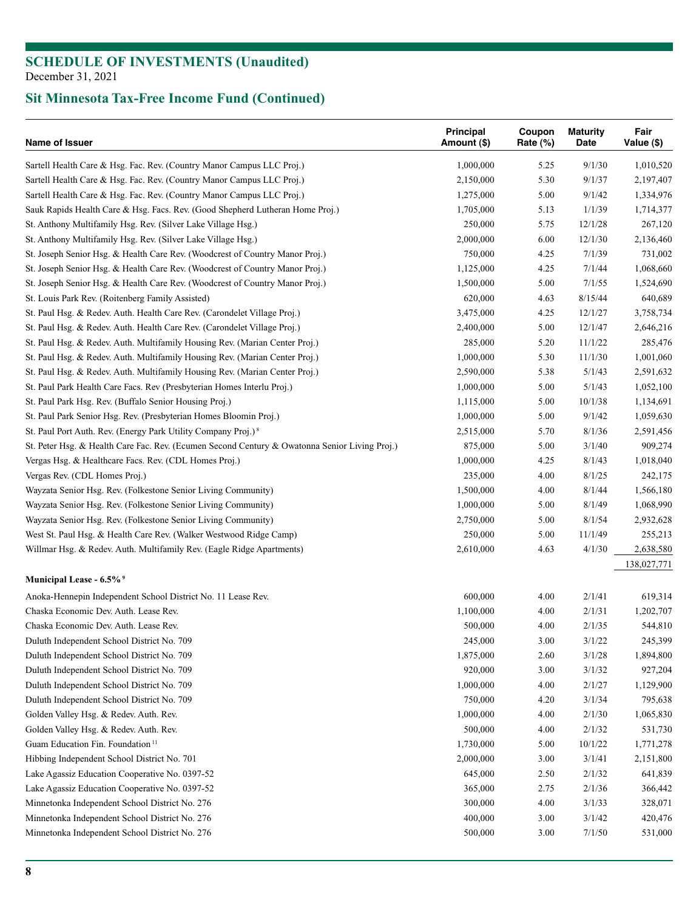# SCHEDULE OF INVESTMENTS (Unaudited)
December 31, 2021

## Sit Minnesota Tax-Free Income Fund (Continued)

| Name of Issuer | Principal Amount ($) | Coupon Rate (%) | Maturity Date | Fair Value ($) |
|---|---|---|---|---|
| Sartell Health Care & Hsg. Fac. Rev. (Country Manor Campus LLC Proj.) | 1,000,000 | 5.25 | 9/1/30 | 1,010,520 |
| Sartell Health Care & Hsg. Fac. Rev. (Country Manor Campus LLC Proj.) | 2,150,000 | 5.30 | 9/1/37 | 2,197,407 |
| Sartell Health Care & Hsg. Fac. Rev. (Country Manor Campus LLC Proj.) | 1,275,000 | 5.00 | 9/1/42 | 1,334,976 |
| Sauk Rapids Health Care & Hsg. Facs. Rev. (Good Shepherd Lutheran Home Proj.) | 1,705,000 | 5.13 | 1/1/39 | 1,714,377 |
| St. Anthony Multifamily Hsg. Rev. (Silver Lake Village Hsg.) | 250,000 | 5.75 | 12/1/28 | 267,120 |
| St. Anthony Multifamily Hsg. Rev. (Silver Lake Village Hsg.) | 2,000,000 | 6.00 | 12/1/30 | 2,136,460 |
| St. Joseph Senior Hsg. & Health Care Rev. (Woodcrest of Country Manor Proj.) | 750,000 | 4.25 | 7/1/39 | 731,002 |
| St. Joseph Senior Hsg. & Health Care Rev. (Woodcrest of Country Manor Proj.) | 1,125,000 | 4.25 | 7/1/44 | 1,068,660 |
| St. Joseph Senior Hsg. & Health Care Rev. (Woodcrest of Country Manor Proj.) | 1,500,000 | 5.00 | 7/1/55 | 1,524,690 |
| St. Louis Park Rev. (Roitenberg Family Assisted) | 620,000 | 4.63 | 8/15/44 | 640,689 |
| St. Paul Hsg. & Redev. Auth. Health Care Rev. (Carondelet Village Proj.) | 3,475,000 | 4.25 | 12/1/27 | 3,758,734 |
| St. Paul Hsg. & Redev. Auth. Health Care Rev. (Carondelet Village Proj.) | 2,400,000 | 5.00 | 12/1/47 | 2,646,216 |
| St. Paul Hsg. & Redev. Auth. Multifamily Housing Rev. (Marian Center Proj.) | 285,000 | 5.20 | 11/1/22 | 285,476 |
| St. Paul Hsg. & Redev. Auth. Multifamily Housing Rev. (Marian Center Proj.) | 1,000,000 | 5.30 | 11/1/30 | 1,001,060 |
| St. Paul Hsg. & Redev. Auth. Multifamily Housing Rev. (Marian Center Proj.) | 2,590,000 | 5.38 | 5/1/43 | 2,591,632 |
| St. Paul Park Health Care Facs. Rev (Presbyterian Homes Interlu Proj.) | 1,000,000 | 5.00 | 5/1/43 | 1,052,100 |
| St. Paul Park Hsg. Rev. (Buffalo Senior Housing Proj.) | 1,115,000 | 5.00 | 10/1/38 | 1,134,691 |
| St. Paul Park Senior Hsg. Rev. (Presbyterian Homes Bloomin Proj.) | 1,000,000 | 5.00 | 9/1/42 | 1,059,630 |
| St. Paul Port Auth. Rev. (Energy Park Utility Company Proj.) [8] | 2,515,000 | 5.70 | 8/1/36 | 2,591,456 |
| St. Peter Hsg. & Health Care Fac. Rev. (Ecumen Second Century & Owatonna Senior Living Proj.) | 875,000 | 5.00 | 3/1/40 | 909,274 |
| Vergas Hsg. & Healthcare Facs. Rev. (CDL Homes Proj.) | 1,000,000 | 4.25 | 8/1/43 | 1,018,040 |
| Vergas Rev. (CDL Homes Proj.) | 235,000 | 4.00 | 8/1/25 | 242,175 |
| Wayzata Senior Hsg. Rev. (Folkestone Senior Living Community) | 1,500,000 | 4.00 | 8/1/44 | 1,566,180 |
| Wayzata Senior Hsg. Rev. (Folkestone Senior Living Community) | 1,000,000 | 5.00 | 8/1/49 | 1,068,990 |
| Wayzata Senior Hsg. Rev. (Folkestone Senior Living Community) | 2,750,000 | 5.00 | 8/1/54 | 2,932,628 |
| West St. Paul Hsg. & Health Care Rev. (Walker Westwood Ridge Camp) | 250,000 | 5.00 | 11/1/49 | 255,213 |
| Willmar Hsg. & Redev. Auth. Multifamily Rev. (Eagle Ridge Apartments) | 2,610,000 | 4.63 | 4/1/30 | 2,638,580 |
| | | | | 138,027,771 |
| **Municipal Lease - 6.5%** [9] | | | | |
| Anoka-Hennepin Independent School District No. 11 Lease Rev. | 600,000 | 4.00 | 2/1/41 | 619,314 |
| Chaska Economic Dev. Auth. Lease Rev. | 1,100,000 | 4.00 | 2/1/31 | 1,202,707 |
| Chaska Economic Dev. Auth. Lease Rev. | 500,000 | 4.00 | 2/1/35 | 544,810 |
| Duluth Independent School District No. 709 | 245,000 | 3.00 | 3/1/22 | 245,399 |
| Duluth Independent School District No. 709 | 1,875,000 | 2.60 | 3/1/28 | 1,894,800 |
| Duluth Independent School District No. 709 | 920,000 | 3.00 | 3/1/32 | 927,204 |
| Duluth Independent School District No. 709 | 1,000,000 | 4.00 | 2/1/27 | 1,129,900 |
| Duluth Independent School District No. 709 | 750,000 | 4.20 | 3/1/34 | 795,638 |
| Golden Valley Hsg. & Redev. Auth. Rev. | 1,000,000 | 4.00 | 2/1/30 | 1,065,830 |
| Golden Valley Hsg. & Redev. Auth. Rev. | 500,000 | 4.00 | 2/1/32 | 531,730 |
| Guam Education Fin. Foundation [11] | 1,730,000 | 5.00 | 10/1/22 | 1,771,278 |
| Hibbing Independent School District No. 701 | 2,000,000 | 3.00 | 3/1/41 | 2,151,800 |
| Lake Agassiz Education Cooperative No. 0397-52 | 645,000 | 2.50 | 2/1/32 | 641,839 |
| Lake Agassiz Education Cooperative No. 0397-52 | 365,000 | 2.75 | 2/1/36 | 366,442 |
| Minnetonka Independent School District No. 276 | 300,000 | 4.00 | 3/1/33 | 328,071 |
| Minnetonka Independent School District No. 276 | 400,000 | 3.00 | 3/1/42 | 420,476 |
| Minnetonka Independent School District No. 276 | 500,000 | 3.00 | 7/1/50 | 531,000 |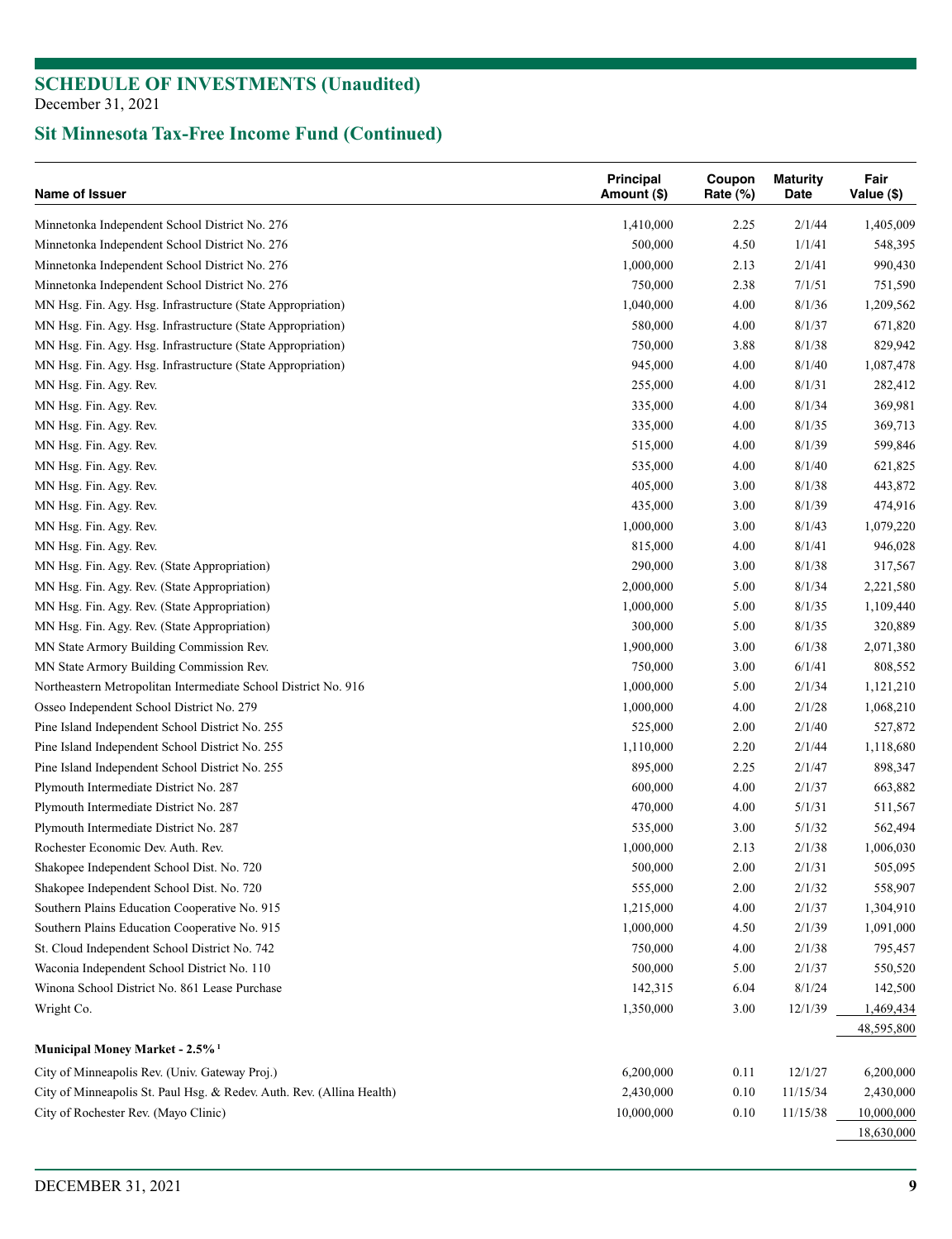## SCHEDULE OF INVESTMENTS (Unaudited)

December 31, 2021

## Sit Minnesota Tax-Free Income Fund (Continued)

| Name of Issuer | Principal Amount ($) | Coupon Rate (%) | Maturity Date | Fair Value ($) |
|---|---|---|---|---|
| Minnetonka Independent School District No. 276 | 1,410,000 | 2.25 | 2/1/44 | 1,405,009 |
| Minnetonka Independent School District No. 276 | 500,000 | 4.50 | 1/1/41 | 548,395 |
| Minnetonka Independent School District No. 276 | 1,000,000 | 2.13 | 2/1/41 | 990,430 |
| Minnetonka Independent School District No. 276 | 750,000 | 2.38 | 7/1/51 | 751,590 |
| MN Hsg. Fin. Agy. Hsg. Infrastructure (State Appropriation) | 1,040,000 | 4.00 | 8/1/36 | 1,209,562 |
| MN Hsg. Fin. Agy. Hsg. Infrastructure (State Appropriation) | 580,000 | 4.00 | 8/1/37 | 671,820 |
| MN Hsg. Fin. Agy. Hsg. Infrastructure (State Appropriation) | 750,000 | 3.88 | 8/1/38 | 829,942 |
| MN Hsg. Fin. Agy. Hsg. Infrastructure (State Appropriation) | 945,000 | 4.00 | 8/1/40 | 1,087,478 |
| MN Hsg. Fin. Agy. Rev. | 255,000 | 4.00 | 8/1/31 | 282,412 |
| MN Hsg. Fin. Agy. Rev. | 335,000 | 4.00 | 8/1/34 | 369,981 |
| MN Hsg. Fin. Agy. Rev. | 335,000 | 4.00 | 8/1/35 | 369,713 |
| MN Hsg. Fin. Agy. Rev. | 515,000 | 4.00 | 8/1/39 | 599,846 |
| MN Hsg. Fin. Agy. Rev. | 535,000 | 4.00 | 8/1/40 | 621,825 |
| MN Hsg. Fin. Agy. Rev. | 405,000 | 3.00 | 8/1/38 | 443,872 |
| MN Hsg. Fin. Agy. Rev. | 435,000 | 3.00 | 8/1/39 | 474,916 |
| MN Hsg. Fin. Agy. Rev. | 1,000,000 | 3.00 | 8/1/43 | 1,079,220 |
| MN Hsg. Fin. Agy. Rev. | 815,000 | 4.00 | 8/1/41 | 946,028 |
| MN Hsg. Fin. Agy. Rev. (State Appropriation) | 290,000 | 3.00 | 8/1/38 | 317,567 |
| MN Hsg. Fin. Agy. Rev. (State Appropriation) | 2,000,000 | 5.00 | 8/1/34 | 2,221,580 |
| MN Hsg. Fin. Agy. Rev. (State Appropriation) | 1,000,000 | 5.00 | 8/1/35 | 1,109,440 |
| MN Hsg. Fin. Agy. Rev. (State Appropriation) | 300,000 | 5.00 | 8/1/35 | 320,889 |
| MN State Armory Building Commission Rev. | 1,900,000 | 3.00 | 6/1/38 | 2,071,380 |
| MN State Armory Building Commission Rev. | 750,000 | 3.00 | 6/1/41 | 808,552 |
| Northeastern Metropolitan Intermediate School District No. 916 | 1,000,000 | 5.00 | 2/1/34 | 1,121,210 |
| Osseo Independent School District No. 279 | 1,000,000 | 4.00 | 2/1/28 | 1,068,210 |
| Pine Island Independent School District No. 255 | 525,000 | 2.00 | 2/1/40 | 527,872 |
| Pine Island Independent School District No. 255 | 1,110,000 | 2.20 | 2/1/44 | 1,118,680 |
| Pine Island Independent School District No. 255 | 895,000 | 2.25 | 2/1/47 | 898,347 |
| Plymouth Intermediate District No. 287 | 600,000 | 4.00 | 2/1/37 | 663,882 |
| Plymouth Intermediate District No. 287 | 470,000 | 4.00 | 5/1/31 | 511,567 |
| Plymouth Intermediate District No. 287 | 535,000 | 3.00 | 5/1/32 | 562,494 |
| Rochester Economic Dev. Auth. Rev. | 1,000,000 | 2.13 | 2/1/38 | 1,006,030 |
| Shakopee Independent School Dist. No. 720 | 500,000 | 2.00 | 2/1/31 | 505,095 |
| Shakopee Independent School Dist. No. 720 | 555,000 | 2.00 | 2/1/32 | 558,907 |
| Southern Plains Education Cooperative No. 915 | 1,215,000 | 4.00 | 2/1/37 | 1,304,910 |
| Southern Plains Education Cooperative No. 915 | 1,000,000 | 4.50 | 2/1/39 | 1,091,000 |
| St. Cloud Independent School District No. 742 | 750,000 | 4.00 | 2/1/38 | 795,457 |
| Waconia Independent School District No. 110 | 500,000 | 5.00 | 2/1/37 | 550,520 |
| Winona School District No. 861 Lease Purchase | 142,315 | 6.04 | 8/1/24 | 142,500 |
| Wright Co. | 1,350,000 | 3.00 | 12/1/39 | 1,469,434 |
| | | | | 48,595,800 |
| **Municipal Money Market - 2.5%** [1] | | | | |
| City of Minneapolis Rev. (Univ. Gateway Proj.) | 6,200,000 | 0.11 | 12/1/27 | 6,200,000 |
| City of Minneapolis St. Paul Hsg. & Redev. Auth. Rev. (Allina Health) | 2,430,000 | 0.10 | 11/15/34 | 2,430,000 |
| City of Rochester Rev. (Mayo Clinic) | 10,000,000 | 0.10 | 11/15/38 | 10,000,000 |
| | | | | 18,630,000 |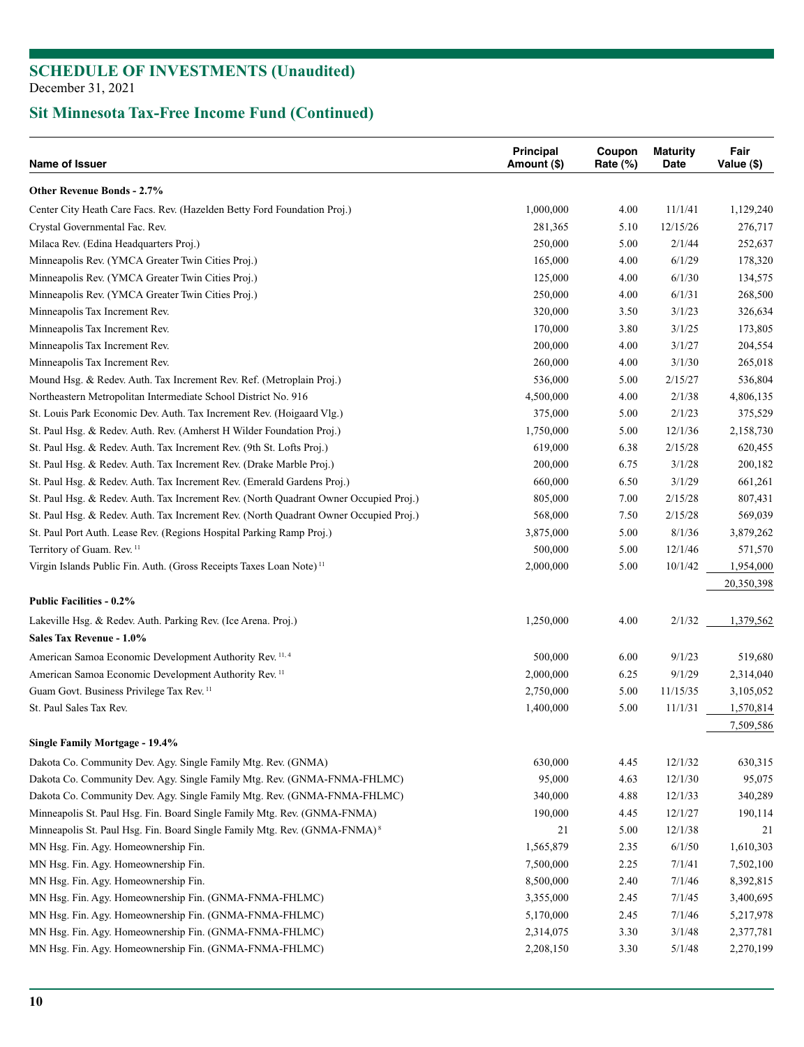# SCHEDULE OF INVESTMENTS (Unaudited)

December 31, 2021

## Sit Minnesota Tax-Free Income Fund (Continued)

| Name of Issuer | Principal Amount ($) | Coupon Rate (%) | Maturity Date | Fair Value ($) |
|---|---|---|---|---|
| **Other Revenue Bonds - 2.7%** | | | | |
| Center City Heath Care Facs. Rev. (Hazelden Betty Ford Foundation Proj.) | 1,000,000 | 4.00 | 11/1/41 | 1,129,240 |
| Crystal Governmental Fac. Rev. | 281,365 | 5.10 | 12/15/26 | 276,717 |
| Milaca Rev. (Edina Headquarters Proj.) | 250,000 | 5.00 | 2/1/44 | 252,637 |
| Minneapolis Rev. (YMCA Greater Twin Cities Proj.) | 165,000 | 4.00 | 6/1/29 | 178,320 |
| Minneapolis Rev. (YMCA Greater Twin Cities Proj.) | 125,000 | 4.00 | 6/1/30 | 134,575 |
| Minneapolis Rev. (YMCA Greater Twin Cities Proj.) | 250,000 | 4.00 | 6/1/31 | 268,500 |
| Minneapolis Tax Increment Rev. | 320,000 | 3.50 | 3/1/23 | 326,634 |
| Minneapolis Tax Increment Rev. | 170,000 | 3.80 | 3/1/25 | 173,805 |
| Minneapolis Tax Increment Rev. | 200,000 | 4.00 | 3/1/27 | 204,554 |
| Minneapolis Tax Increment Rev. | 260,000 | 4.00 | 3/1/30 | 265,018 |
| Mound Hsg. & Redev. Auth. Tax Increment Rev. Ref. (Metroplain Proj.) | 536,000 | 5.00 | 2/15/27 | 536,804 |
| Northeastern Metropolitan Intermediate School District No. 916 | 4,500,000 | 4.00 | 2/1/38 | 4,806,135 |
| St. Louis Park Economic Dev. Auth. Tax Increment Rev. (Hoigaard Vlg.) | 375,000 | 5.00 | 2/1/23 | 375,529 |
| St. Paul Hsg. & Redev. Auth. Rev. (Amherst H Wilder Foundation Proj.) | 1,750,000 | 5.00 | 12/1/36 | 2,158,730 |
| St. Paul Hsg. & Redev. Auth. Tax Increment Rev. (9th St. Lofts Proj.) | 619,000 | 6.38 | 2/15/28 | 620,455 |
| St. Paul Hsg. & Redev. Auth. Tax Increment Rev. (Drake Marble Proj.) | 200,000 | 6.75 | 3/1/28 | 200,182 |
| St. Paul Hsg. & Redev. Auth. Tax Increment Rev. (Emerald Gardens Proj.) | 660,000 | 6.50 | 3/1/29 | 661,261 |
| St. Paul Hsg. & Redev. Auth. Tax Increment Rev. (North Quadrant Owner Occupied Proj.) | 805,000 | 7.00 | 2/15/28 | 807,431 |
| St. Paul Hsg. & Redev. Auth. Tax Increment Rev. (North Quadrant Owner Occupied Proj.) | 568,000 | 7.50 | 2/15/28 | 569,039 |
| St. Paul Port Auth. Lease Rev. (Regions Hospital Parking Ramp Proj.) | 3,875,000 | 5.00 | 8/1/36 | 3,879,262 |
| Territory of Guam. Rev. [11] | 500,000 | 5.00 | 12/1/46 | 571,570 |
| Virgin Islands Public Fin. Auth. (Gross Receipts Taxes Loan Note) [11] | 2,000,000 | 5.00 | 10/1/42 | 1,954,000 |
| | | | | 20,350,398 |
| **Public Facilities - 0.2%** | | | | |
| Lakeville Hsg. & Redev. Auth. Parking Rev. (Ice Arena. Proj.) | 1,250,000 | 4.00 | 2/1/32 | 1,379,562 |
| **Sales Tax Revenue - 1.0%** | | | | |
| American Samoa Economic Development Authority Rev. [11, 4] | 500,000 | 6.00 | 9/1/23 | 519,680 |
| American Samoa Economic Development Authority Rev. [11] | 2,000,000 | 6.25 | 9/1/29 | 2,314,040 |
| Guam Govt. Business Privilege Tax Rev. [11] | 2,750,000 | 5.00 | 11/15/35 | 3,105,052 |
| St. Paul Sales Tax Rev. | 1,400,000 | 5.00 | 11/1/31 | 1,570,814 |
| | | | | 7,509,586 |
| **Single Family Mortgage - 19.4%** | | | | |
| Dakota Co. Community Dev. Agy. Single Family Mtg. Rev. (GNMA) | 630,000 | 4.45 | 12/1/32 | 630,315 |
| Dakota Co. Community Dev. Agy. Single Family Mtg. Rev. (GNMA-FNMA-FHLMC) | 95,000 | 4.63 | 12/1/30 | 95,075 |
| Dakota Co. Community Dev. Agy. Single Family Mtg. Rev. (GNMA-FNMA-FHLMC) | 340,000 | 4.88 | 12/1/33 | 340,289 |
| Minneapolis St. Paul Hsg. Fin. Board Single Family Mtg. Rev. (GNMA-FNMA) | 190,000 | 4.45 | 12/1/27 | 190,114 |
| Minneapolis St. Paul Hsg. Fin. Board Single Family Mtg. Rev. (GNMA-FNMA) [8] | 21 | 5.00 | 12/1/38 | 21 |
| MN Hsg. Fin. Agy. Homeownership Fin. | 1,565,879 | 2.35 | 6/1/50 | 1,610,303 |
| MN Hsg. Fin. Agy. Homeownership Fin. | 7,500,000 | 2.25 | 7/1/41 | 7,502,100 |
| MN Hsg. Fin. Agy. Homeownership Fin. | 8,500,000 | 2.40 | 7/1/46 | 8,392,815 |
| MN Hsg. Fin. Agy. Homeownership Fin. (GNMA-FNMA-FHLMC) | 3,355,000 | 2.45 | 7/1/45 | 3,400,695 |
| MN Hsg. Fin. Agy. Homeownership Fin. (GNMA-FNMA-FHLMC) | 5,170,000 | 2.45 | 7/1/46 | 5,217,978 |
| MN Hsg. Fin. Agy. Homeownership Fin. (GNMA-FNMA-FHLMC) | 2,314,075 | 3.30 | 3/1/48 | 2,377,781 |
| MN Hsg. Fin. Agy. Homeownership Fin. (GNMA-FNMA-FHLMC) | 2,208,150 | 3.30 | 5/1/48 | 2,270,199 |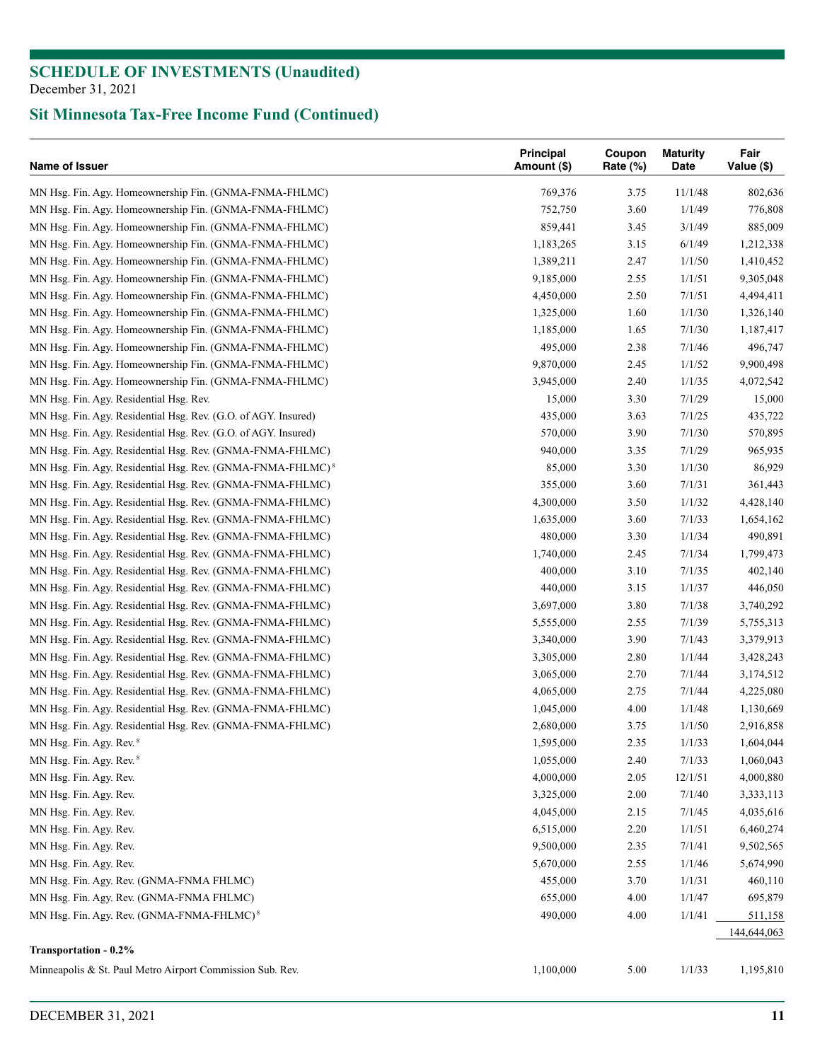## SCHEDULE OF INVESTMENTS (Unaudited)

December 31, 2021

## Sit Minnesota Tax-Free Income Fund (Continued)

| Name of Issuer | Principal Amount ($) | Coupon Rate (%) | Maturity Date | Fair Value ($) |
|---|---|---|---|---|
| MN Hsg. Fin. Agy. Homeownership Fin. (GNMA-FNMA-FHLMC) | 769,376 | 3.75 | 11/1/48 | 802,636 |
| MN Hsg. Fin. Agy. Homeownership Fin. (GNMA-FNMA-FHLMC) | 752,750 | 3.60 | 1/1/49 | 776,808 |
| MN Hsg. Fin. Agy. Homeownership Fin. (GNMA-FNMA-FHLMC) | 859,441 | 3.45 | 3/1/49 | 885,009 |
| MN Hsg. Fin. Agy. Homeownership Fin. (GNMA-FNMA-FHLMC) | 1,183,265 | 3.15 | 6/1/49 | 1,212,338 |
| MN Hsg. Fin. Agy. Homeownership Fin. (GNMA-FNMA-FHLMC) | 1,389,211 | 2.47 | 1/1/50 | 1,410,452 |
| MN Hsg. Fin. Agy. Homeownership Fin. (GNMA-FNMA-FHLMC) | 9,185,000 | 2.55 | 1/1/51 | 9,305,048 |
| MN Hsg. Fin. Agy. Homeownership Fin. (GNMA-FNMA-FHLMC) | 4,450,000 | 2.50 | 7/1/51 | 4,494,411 |
| MN Hsg. Fin. Agy. Homeownership Fin. (GNMA-FNMA-FHLMC) | 1,325,000 | 1.60 | 1/1/30 | 1,326,140 |
| MN Hsg. Fin. Agy. Homeownership Fin. (GNMA-FNMA-FHLMC) | 1,185,000 | 1.65 | 7/1/30 | 1,187,417 |
| MN Hsg. Fin. Agy. Homeownership Fin. (GNMA-FNMA-FHLMC) | 495,000 | 2.38 | 7/1/46 | 496,747 |
| MN Hsg. Fin. Agy. Homeownership Fin. (GNMA-FNMA-FHLMC) | 9,870,000 | 2.45 | 1/1/52 | 9,900,498 |
| MN Hsg. Fin. Agy. Homeownership Fin. (GNMA-FNMA-FHLMC) | 3,945,000 | 2.40 | 1/1/35 | 4,072,542 |
| MN Hsg. Fin. Agy. Residential Hsg. Rev. | 15,000 | 3.30 | 7/1/29 | 15,000 |
| MN Hsg. Fin. Agy. Residential Hsg. Rev. (G.O. of AGY. Insured) | 435,000 | 3.63 | 7/1/25 | 435,722 |
| MN Hsg. Fin. Agy. Residential Hsg. Rev. (G.O. of AGY. Insured) | 570,000 | 3.90 | 7/1/30 | 570,895 |
| MN Hsg. Fin. Agy. Residential Hsg. Rev. (GNMA-FNMA-FHLMC) | 940,000 | 3.35 | 7/1/29 | 965,935 |
| MN Hsg. Fin. Agy. Residential Hsg. Rev. (GNMA-FNMA-FHLMC) [8] | 85,000 | 3.30 | 1/1/30 | 86,929 |
| MN Hsg. Fin. Agy. Residential Hsg. Rev. (GNMA-FNMA-FHLMC) | 355,000 | 3.60 | 7/1/31 | 361,443 |
| MN Hsg. Fin. Agy. Residential Hsg. Rev. (GNMA-FNMA-FHLMC) | 4,300,000 | 3.50 | 1/1/32 | 4,428,140 |
| MN Hsg. Fin. Agy. Residential Hsg. Rev. (GNMA-FNMA-FHLMC) | 1,635,000 | 3.60 | 7/1/33 | 1,654,162 |
| MN Hsg. Fin. Agy. Residential Hsg. Rev. (GNMA-FNMA-FHLMC) | 480,000 | 3.30 | 1/1/34 | 490,891 |
| MN Hsg. Fin. Agy. Residential Hsg. Rev. (GNMA-FNMA-FHLMC) | 1,740,000 | 2.45 | 7/1/34 | 1,799,473 |
| MN Hsg. Fin. Agy. Residential Hsg. Rev. (GNMA-FNMA-FHLMC) | 400,000 | 3.10 | 7/1/35 | 402,140 |
| MN Hsg. Fin. Agy. Residential Hsg. Rev. (GNMA-FNMA-FHLMC) | 440,000 | 3.15 | 1/1/37 | 446,050 |
| MN Hsg. Fin. Agy. Residential Hsg. Rev. (GNMA-FNMA-FHLMC) | 3,697,000 | 3.80 | 7/1/38 | 3,740,292 |
| MN Hsg. Fin. Agy. Residential Hsg. Rev. (GNMA-FNMA-FHLMC) | 5,555,000 | 2.55 | 7/1/39 | 5,755,313 |
| MN Hsg. Fin. Agy. Residential Hsg. Rev. (GNMA-FNMA-FHLMC) | 3,340,000 | 3.90 | 7/1/43 | 3,379,913 |
| MN Hsg. Fin. Agy. Residential Hsg. Rev. (GNMA-FNMA-FHLMC) | 3,305,000 | 2.80 | 1/1/44 | 3,428,243 |
| MN Hsg. Fin. Agy. Residential Hsg. Rev. (GNMA-FNMA-FHLMC) | 3,065,000 | 2.70 | 7/1/44 | 3,174,512 |
| MN Hsg. Fin. Agy. Residential Hsg. Rev. (GNMA-FNMA-FHLMC) | 4,065,000 | 2.75 | 7/1/44 | 4,225,080 |
| MN Hsg. Fin. Agy. Residential Hsg. Rev. (GNMA-FNMA-FHLMC) | 1,045,000 | 4.00 | 1/1/48 | 1,130,669 |
| MN Hsg. Fin. Agy. Residential Hsg. Rev. (GNMA-FNMA-FHLMC) | 2,680,000 | 3.75 | 1/1/50 | 2,916,858 |
| MN Hsg. Fin. Agy. Rev. [8] | 1,595,000 | 2.35 | 1/1/33 | 1,604,044 |
| MN Hsg. Fin. Agy. Rev. [8] | 1,055,000 | 2.40 | 7/1/33 | 1,060,043 |
| MN Hsg. Fin. Agy. Rev. | 4,000,000 | 2.05 | 12/1/51 | 4,000,880 |
| MN Hsg. Fin. Agy. Rev. | 3,325,000 | 2.00 | 7/1/40 | 3,333,113 |
| MN Hsg. Fin. Agy. Rev. | 4,045,000 | 2.15 | 7/1/45 | 4,035,616 |
| MN Hsg. Fin. Agy. Rev. | 6,515,000 | 2.20 | 1/1/51 | 6,460,274 |
| MN Hsg. Fin. Agy. Rev. | 9,500,000 | 2.35 | 7/1/41 | 9,502,565 |
| MN Hsg. Fin. Agy. Rev. | 5,670,000 | 2.55 | 1/1/46 | 5,674,990 |
| MN Hsg. Fin. Agy. Rev. (GNMA-FNMA FHLMC) | 455,000 | 3.70 | 1/1/31 | 460,110 |
| MN Hsg. Fin. Agy. Rev. (GNMA-FNMA FHLMC) | 655,000 | 4.00 | 1/1/47 | 695,879 |
| MN Hsg. Fin. Agy. Rev. (GNMA-FNMA-FHLMC) [8] | 490,000 | 4.00 | 1/1/41 | 511,158 |
| | | | | 144,644,063 |
| **Transportation - 0.2%** | | | | |
| Minneapolis & St. Paul Metro Airport Commission Sub. Rev. | 1,100,000 | 5.00 | 1/1/33 | 1,195,810 |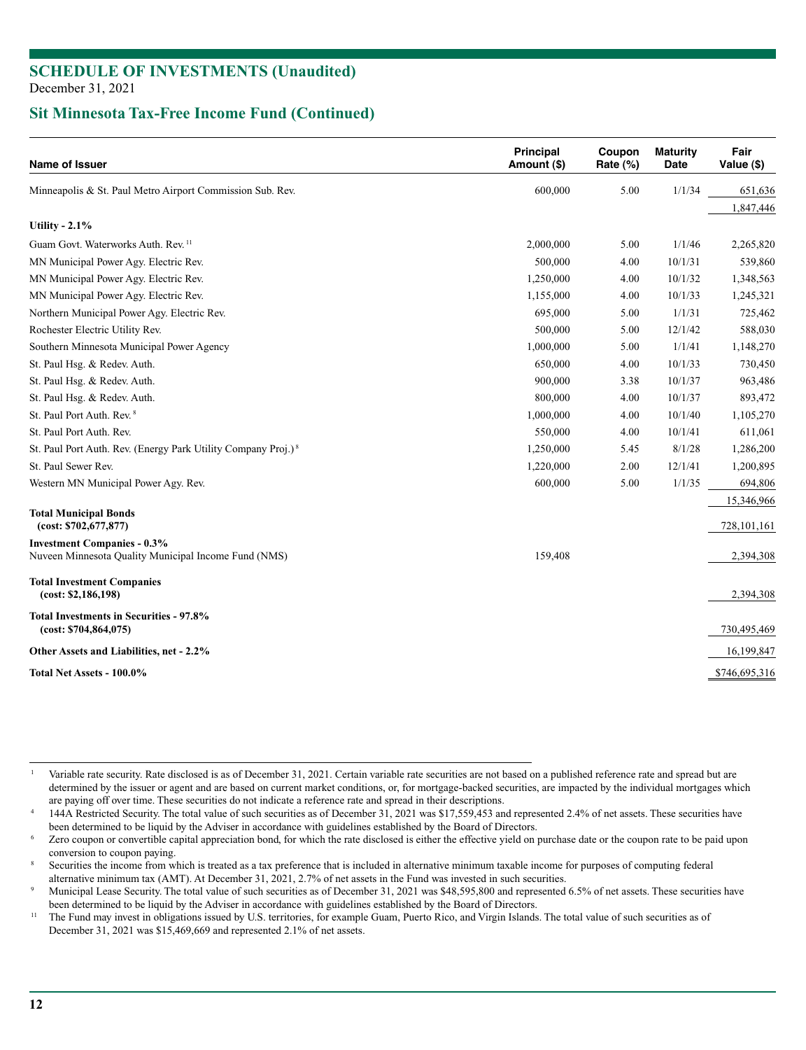## SCHEDULE OF INVESTMENTS (Unaudited)

December 31, 2021

## Sit Minnesota Tax-Free Income Fund (Continued)

| Name of Issuer | Principal Amount ($) | Coupon Rate (%) | Maturity Date | Fair Value ($) |
|---|---|---|---|---|
| Minneapolis & St. Paul Metro Airport Commission Sub. Rev. | 600,000 | 5.00 | 1/1/34 | 651,636 |
| | | | | 1,847,446 |
| **Utility - 2.1%** | | | | |
| Guam Govt. Waterworks Auth. Rev. [11] | 2,000,000 | 5.00 | 1/1/46 | 2,265,820 |
| MN Municipal Power Agy. Electric Rev. | 500,000 | 4.00 | 10/1/31 | 539,860 |
| MN Municipal Power Agy. Electric Rev. | 1,250,000 | 4.00 | 10/1/32 | 1,348,563 |
| MN Municipal Power Agy. Electric Rev. | 1,155,000 | 4.00 | 10/1/33 | 1,245,321 |
| Northern Municipal Power Agy. Electric Rev. | 695,000 | 5.00 | 1/1/31 | 725,462 |
| Rochester Electric Utility Rev. | 500,000 | 5.00 | 12/1/42 | 588,030 |
| Southern Minnesota Municipal Power Agency | 1,000,000 | 5.00 | 1/1/41 | 1,148,270 |
| St. Paul Hsg. & Redev. Auth. | 650,000 | 4.00 | 10/1/33 | 730,450 |
| St. Paul Hsg. & Redev. Auth. | 900,000 | 3.38 | 10/1/37 | 963,486 |
| St. Paul Hsg. & Redev. Auth. | 800,000 | 4.00 | 10/1/37 | 893,472 |
| St. Paul Port Auth. Rev. [8] | 1,000,000 | 4.00 | 10/1/40 | 1,105,270 |
| St. Paul Port Auth. Rev. | 550,000 | 4.00 | 10/1/41 | 611,061 |
| St. Paul Port Auth. Rev. (Energy Park Utility Company Proj.) [8] | 1,250,000 | 5.45 | 8/1/28 | 1,286,200 |
| St. Paul Sewer Rev. | 1,220,000 | 2.00 | 12/1/41 | 1,200,895 |
| Western MN Municipal Power Agy. Rev. | 600,000 | 5.00 | 1/1/35 | 694,806 |
| | | | | 15,346,966 |
| **Total Municipal Bonds (cost: $702,677,877)** | | | | 728,101,161 |
| **Investment Companies - 0.3%** | | | | |
| Nuveen Minnesota Quality Municipal Income Fund (NMS) | 159,408 | | | 2,394,308 |
| **Total Investment Companies (cost: $2,186,198)** | | | | 2,394,308 |
| **Total Investments in Securities - 97.8% (cost: $704,864,075)** | | | | 730,495,469 |
| **Other Assets and Liabilities, net - 2.2%** | | | | 16,199,847 |
| **Total Net Assets - 100.0%** | | | | $746,695,316 |

[1] Variable rate security. Rate disclosed is as of December 31, 2021. Certain variable rate securities are not based on a published reference rate and spread but are determined by the issuer or agent and are based on current market conditions, or, for mortgage-backed securities, are impacted by the individual mortgages which are paying off over time. These securities do not indicate a reference rate and spread in their descriptions.

[4] 144A Restricted Security. The total value of such securities as of December 31, 2021 was $17,559,453 and represented 2.4% of net assets. These securities have been determined to be liquid by the Adviser in accordance with guidelines established by the Board of Directors.

[6] Zero coupon or convertible capital appreciation bond, for which the rate disclosed is either the effective yield on purchase date or the coupon rate to be paid upon conversion to coupon paying.

[8] Securities the income from which is treated as a tax preference that is included in alternative minimum taxable income for purposes of computing federal alternative minimum tax (AMT). At December 31, 2021, 2.7% of net assets in the Fund was invested in such securities.

[9] Municipal Lease Security. The total value of such securities as of December 31, 2021 was $48,595,800 and represented 6.5% of net assets. These securities have been determined to be liquid by the Adviser in accordance with guidelines established by the Board of Directors.

[11] The Fund may invest in obligations issued by U.S. territories, for example Guam, Puerto Rico, and Virgin Islands. The total value of such securities as of December 31, 2021 was $15,469,669 and represented 2.1% of net assets.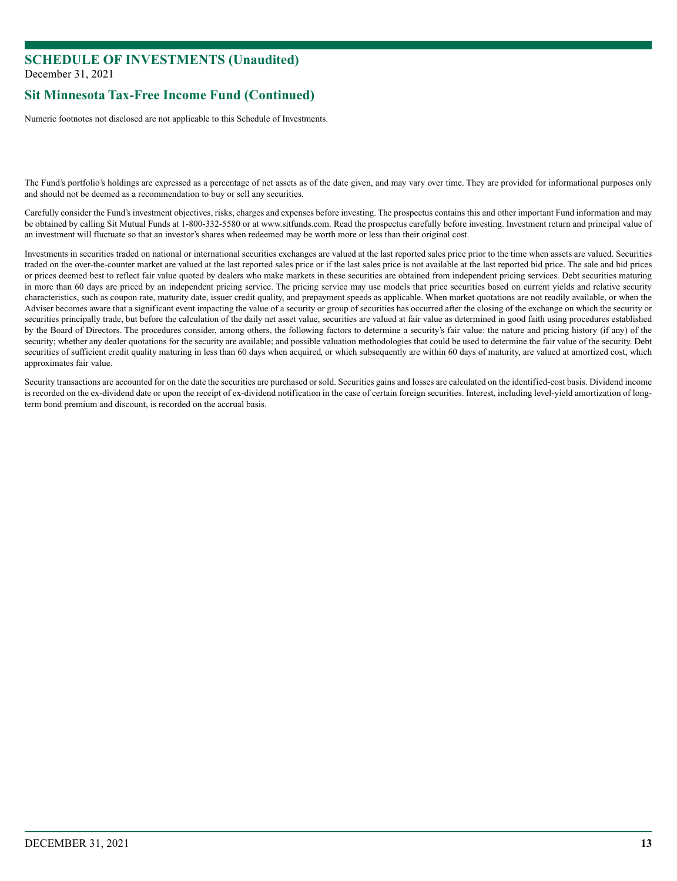# SCHEDULE OF INVESTMENTS (Unaudited)

December 31, 2021

## Sit Minnesota Tax-Free Income Fund (Continued)

Numeric footnotes not disclosed are not applicable to this Schedule of Investments.

The Fund's portfolio's holdings are expressed as a percentage of net assets as of the date given, and may vary over time. They are provided for informational purposes only and should not be deemed as a recommendation to buy or sell any securities.

Carefully consider the Fund's investment objectives, risks, charges and expenses before investing. The prospectus contains this and other important Fund information and may be obtained by calling Sit Mutual Funds at 1-800-332-5580 or at www.sitfunds.com. Read the prospectus carefully before investing. Investment return and principal value of an investment will fluctuate so that an investor's shares when redeemed may be worth more or less than their original cost.

Investments in securities traded on national or international securities exchanges are valued at the last reported sales price prior to the time when assets are valued. Securities traded on the over-the-counter market are valued at the last reported sales price or if the last sales price is not available at the last reported bid price. The sale and bid prices or prices deemed best to reflect fair value quoted by dealers who make markets in these securities are obtained from independent pricing services. Debt securities maturing in more than 60 days are priced by an independent pricing service. The pricing service may use models that price securities based on current yields and relative security characteristics, such as coupon rate, maturity date, issuer credit quality, and prepayment speeds as applicable. When market quotations are not readily available, or when the Adviser becomes aware that a significant event impacting the value of a security or group of securities has occurred after the closing of the exchange on which the security or securities principally trade, but before the calculation of the daily net asset value, securities are valued at fair value as determined in good faith using procedures established by the Board of Directors. The procedures consider, among others, the following factors to determine a security's fair value: the nature and pricing history (if any) of the security; whether any dealer quotations for the security are available; and possible valuation methodologies that could be used to determine the fair value of the security. Debt securities of sufficient credit quality maturing in less than 60 days when acquired, or which subsequently are within 60 days of maturity, are valued at amortized cost, which approximates fair value.

Security transactions are accounted for on the date the securities are purchased or sold. Securities gains and losses are calculated on the identified-cost basis. Dividend income is recorded on the ex-dividend date or upon the receipt of ex-dividend notification in the case of certain foreign securities. Interest, including level-yield amortization of long-term bond premium and discount, is recorded on the accrual basis.